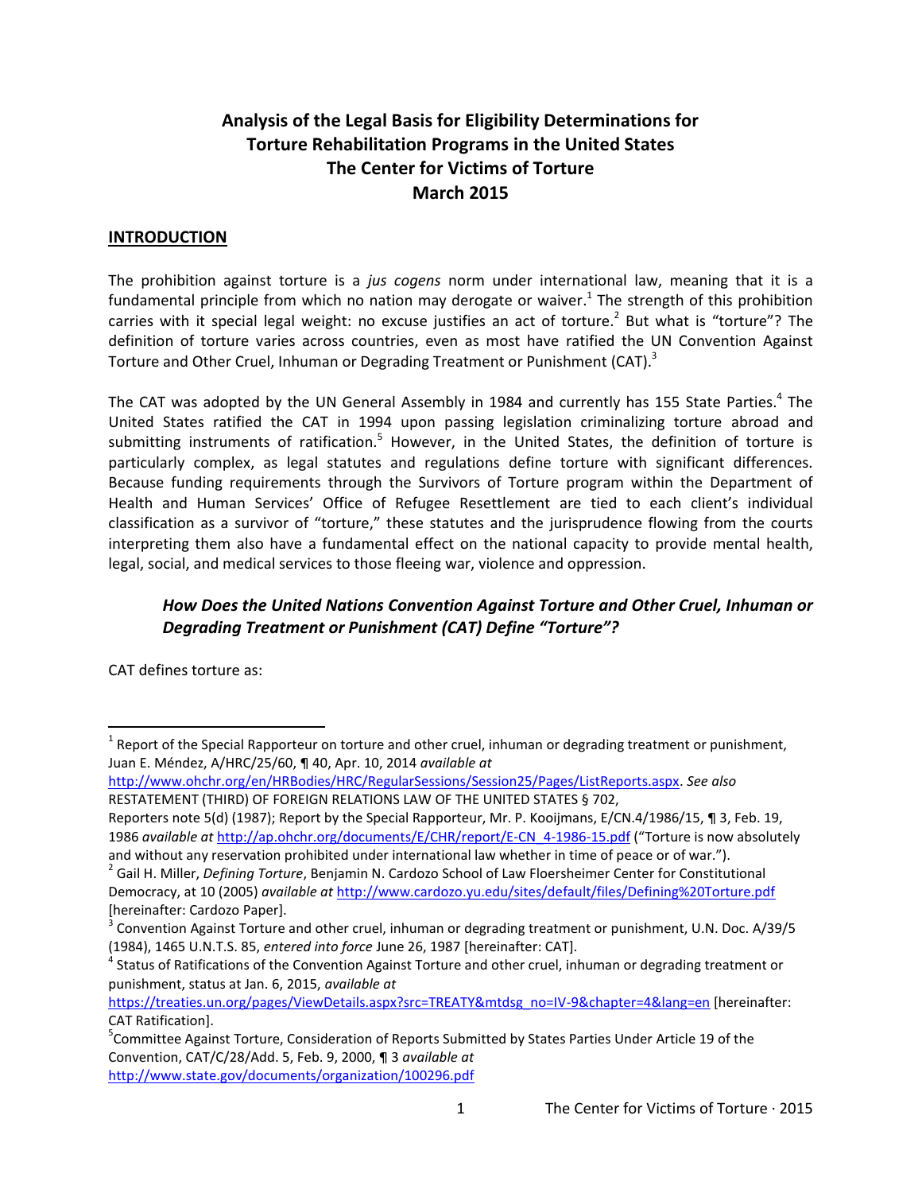# Analysis of the Legal Basis for Eligibility Determinations for Torture Rehabilitation Programs in the United States
# The Center for Victims of Torture
# March 2015

## INTRODUCTION

The prohibition against torture is a *jus cogens* norm under international law, meaning that it is a fundamental principle from which no nation may derogate or waiver.[1] The strength of this prohibition carries with it special legal weight: no excuse justifies an act of torture.[2] But what is "torture"? The definition of torture varies across countries, even as most have ratified the UN Convention Against Torture and Other Cruel, Inhuman or Degrading Treatment or Punishment (CAT).[3]

The CAT was adopted by the UN General Assembly in 1984 and currently has 155 State Parties.[4] The United States ratified the CAT in 1994 upon passing legislation criminalizing torture abroad and submitting instruments of ratification.[5] However, in the United States, the definition of torture is particularly complex, as legal statutes and regulations define torture with significant differences. Because funding requirements through the Survivors of Torture program within the Department of Health and Human Services' Office of Refugee Resettlement are tied to each client's individual classification as a survivor of "torture," these statutes and the jurisprudence flowing from the courts interpreting them also have a fundamental effect on the national capacity to provide mental health, legal, social, and medical services to those fleeing war, violence and oppression.

### *How Does the United Nations Convention Against Torture and Other Cruel, Inhuman or Degrading Treatment or Punishment (CAT) Define "Torture"?*

CAT defines torture as:

---

[1] Report of the Special Rapporteur on torture and other cruel, inhuman or degrading treatment or punishment, Juan E. Méndez, A/HRC/25/60, ¶ 40, Apr. 10, 2014 *available at* http://www.ohchr.org/en/HRBodies/HRC/RegularSessions/Session25/Pages/ListReports.aspx. *See also* RESTATEMENT (THIRD) OF FOREIGN RELATIONS LAW OF THE UNITED STATES § 702, Reporters note 5(d) (1987); Report by the Special Rapporteur, Mr. P. Kooijmans, E/CN.4/1986/15, ¶ 3, Feb. 19, 1986 *available at* http://ap.ohchr.org/documents/E/CHR/report/E-CN_4-1986-15.pdf ("Torture is now absolutely and without any reservation prohibited under international law whether in time of peace or of war.").

[2] Gail H. Miller, *Defining Torture*, Benjamin N. Cardozo School of Law Floersheimer Center for Constitutional Democracy, at 10 (2005) *available at* http://www.cardozo.yu.edu/sites/default/files/Defining%20Torture.pdf [hereinafter: Cardozo Paper].

[3] Convention Against Torture and other cruel, inhuman or degrading treatment or punishment, U.N. Doc. A/39/5 (1984), 1465 U.N.T.S. 85, *entered into force* June 26, 1987 [hereinafter: CAT].

[4] Status of Ratifications of the Convention Against Torture and other cruel, inhuman or degrading treatment or punishment, status at Jan. 6, 2015, *available at* https://treaties.un.org/pages/ViewDetails.aspx?src=TREATY&mtdsg_no=IV-9&chapter=4&lang=en [hereinafter: CAT Ratification].

[5] Committee Against Torture, Consideration of Reports Submitted by States Parties Under Article 19 of the Convention, CAT/C/28/Add. 5, Feb. 9, 2000, ¶ 3 *available at* http://www.state.gov/documents/organization/100296.pdf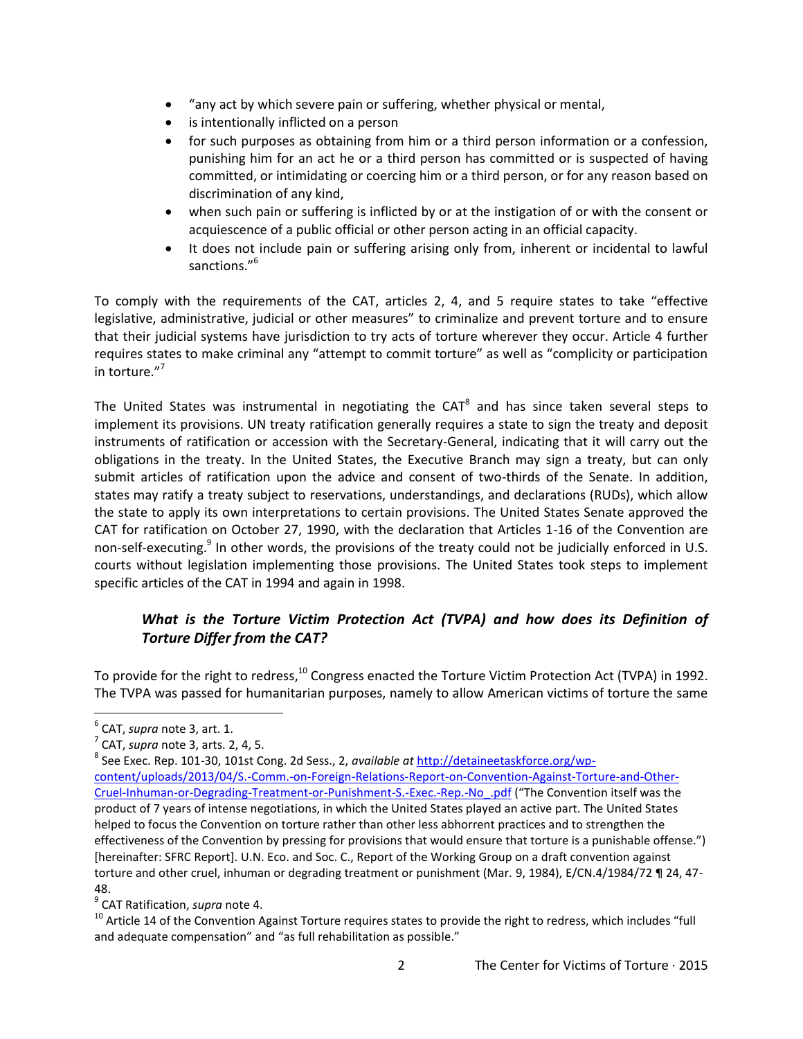- "any act by which severe pain or suffering, whether physical or mental,
- is intentionally inflicted on a person
- for such purposes as obtaining from him or a third person information or a confession, punishing him for an act he or a third person has committed or is suspected of having committed, or intimidating or coercing him or a third person, or for any reason based on discrimination of any kind,
- when such pain or suffering is inflicted by or at the instigation of or with the consent or acquiescence of a public official or other person acting in an official capacity.
- It does not include pain or suffering arising only from, inherent or incidental to lawful sanctions."[6]

To comply with the requirements of the CAT, articles 2, 4, and 5 require states to take "effective legislative, administrative, judicial or other measures" to criminalize and prevent torture and to ensure that their judicial systems have jurisdiction to try acts of torture wherever they occur. Article 4 further requires states to make criminal any "attempt to commit torture" as well as "complicity or participation in torture."[7]

The United States was instrumental in negotiating the CAT[8] and has since taken several steps to implement its provisions. UN treaty ratification generally requires a state to sign the treaty and deposit instruments of ratification or accession with the Secretary-General, indicating that it will carry out the obligations in the treaty. In the United States, the Executive Branch may sign a treaty, but can only submit articles of ratification upon the advice and consent of two-thirds of the Senate. In addition, states may ratify a treaty subject to reservations, understandings, and declarations (RUDs), which allow the state to apply its own interpretations to certain provisions. The United States Senate approved the CAT for ratification on October 27, 1990, with the declaration that Articles 1-16 of the Convention are non-self-executing.[9] In other words, the provisions of the treaty could not be judicially enforced in U.S. courts without legislation implementing those provisions. The United States took steps to implement specific articles of the CAT in 1994 and again in 1998.

### *What is the Torture Victim Protection Act (TVPA) and how does its Definition of Torture Differ from the CAT?*

To provide for the right to redress,[10] Congress enacted the Torture Victim Protection Act (TVPA) in 1992. The TVPA was passed for humanitarian purposes, namely to allow American victims of torture the same

---

[6] CAT, *supra* note 3, art. 1.

[7] CAT, *supra* note 3, arts. 2, 4, 5.

[8] See Exec. Rep. 101-30, 101st Cong. 2d Sess., 2, *available at* http://detaineetaskforce.org/wp-content/uploads/2013/04/S.-Comm.-on-Foreign-Relations-Report-on-Convention-Against-Torture-and-Other-Cruel-Inhuman-or-Degrading-Treatment-or-Punishment-S.-Exec.-Rep.-No_.pdf ("The Convention itself was the product of 7 years of intense negotiations, in which the United States played an active part. The United States helped to focus the Convention on torture rather than other less abhorrent practices and to strengthen the effectiveness of the Convention by pressing for provisions that would ensure that torture is a punishable offense.") [hereinafter: SFRC Report]. U.N. Eco. and Soc. C., Report of the Working Group on a draft convention against torture and other cruel, inhuman or degrading treatment or punishment (Mar. 9, 1984), E/CN.4/1984/72 ¶ 24, 47-48.

[9] CAT Ratification, *supra* note 4.

[10] Article 14 of the Convention Against Torture requires states to provide the right to redress, which includes "full and adequate compensation" and "as full rehabilitation as possible."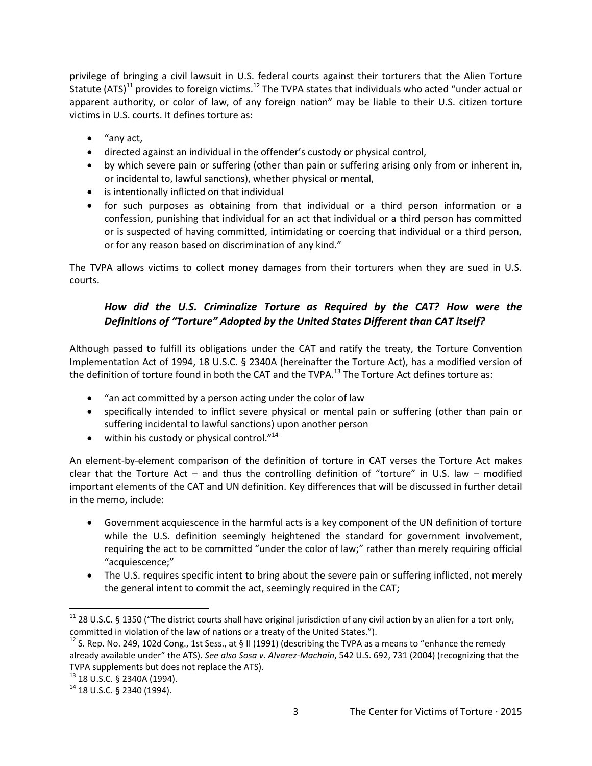privilege of bringing a civil lawsuit in U.S. federal courts against their torturers that the Alien Torture Statute (ATS)[11] provides to foreign victims.[12] The TVPA states that individuals who acted "under actual or apparent authority, or color of law, of any foreign nation" may be liable to their U.S. citizen torture victims in U.S. courts. It defines torture as:

- "any act,
- directed against an individual in the offender's custody or physical control,
- by which severe pain or suffering (other than pain or suffering arising only from or inherent in, or incidental to, lawful sanctions), whether physical or mental,
- is intentionally inflicted on that individual
- for such purposes as obtaining from that individual or a third person information or a confession, punishing that individual for an act that individual or a third person has committed or is suspected of having committed, intimidating or coercing that individual or a third person, or for any reason based on discrimination of any kind."

The TVPA allows victims to collect money damages from their torturers when they are sued in U.S. courts.

### *How did the U.S. Criminalize Torture as Required by the CAT? How were the Definitions of "Torture" Adopted by the United States Different than CAT itself?*

Although passed to fulfill its obligations under the CAT and ratify the treaty, the Torture Convention Implementation Act of 1994, 18 U.S.C. § 2340A (hereinafter the Torture Act), has a modified version of the definition of torture found in both the CAT and the TVPA.[13] The Torture Act defines torture as:

- "an act committed by a person acting under the color of law
- specifically intended to inflict severe physical or mental pain or suffering (other than pain or suffering incidental to lawful sanctions) upon another person
- within his custody or physical control."[14]

An element-by-element comparison of the definition of torture in CAT verses the Torture Act makes clear that the Torture Act – and thus the controlling definition of "torture" in U.S. law – modified important elements of the CAT and UN definition. Key differences that will be discussed in further detail in the memo, include:

- Government acquiescence in the harmful acts is a key component of the UN definition of torture while the U.S. definition seemingly heightened the standard for government involvement, requiring the act to be committed "under the color of law;" rather than merely requiring official "acquiescence;"
- The U.S. requires specific intent to bring about the severe pain or suffering inflicted, not merely the general intent to commit the act, seemingly required in the CAT;

---

[11] 28 U.S.C. § 1350 ("The district courts shall have original jurisdiction of any civil action by an alien for a tort only, committed in violation of the law of nations or a treaty of the United States.").

[12] S. Rep. No. 249, 102d Cong., 1st Sess., at § II (1991) (describing the TVPA as a means to "enhance the remedy already available under" the ATS). *See also Sosa v. Alvarez-Machain*, 542 U.S. 692, 731 (2004) (recognizing that the TVPA supplements but does not replace the ATS).

[13] 18 U.S.C. § 2340A (1994).

[14] 18 U.S.C. § 2340 (1994).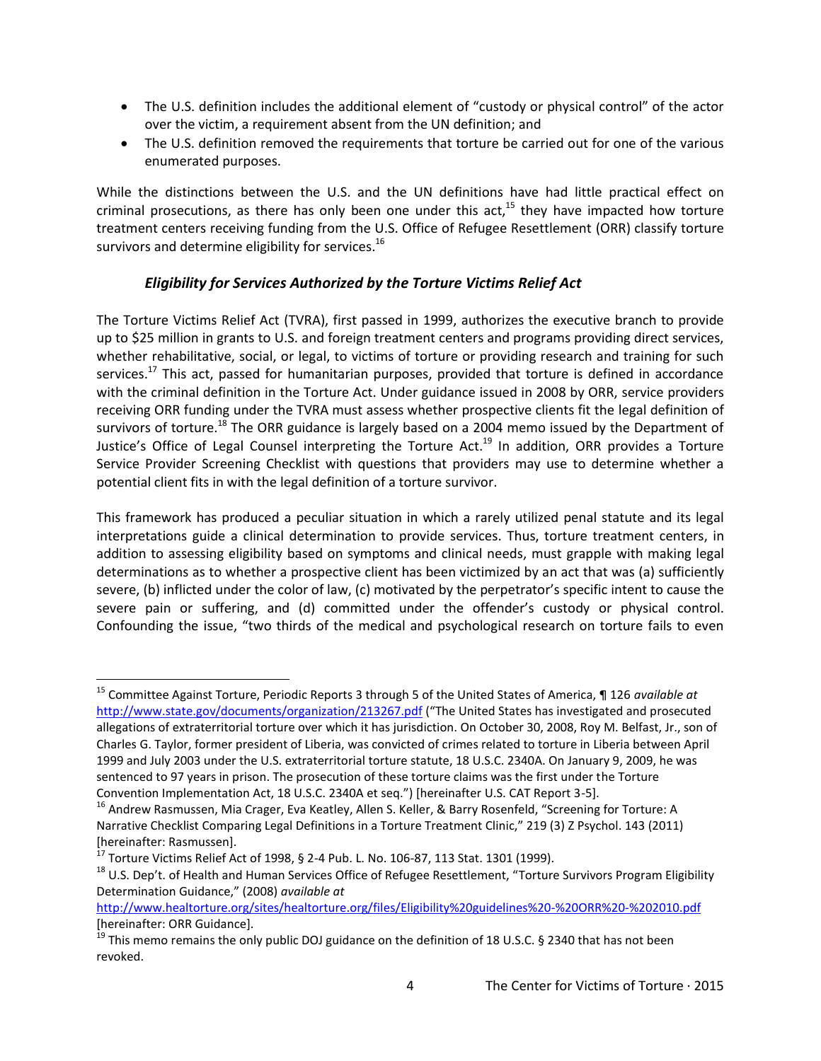- The U.S. definition includes the additional element of "custody or physical control" of the actor over the victim, a requirement absent from the UN definition; and
- The U.S. definition removed the requirements that torture be carried out for one of the various enumerated purposes.

While the distinctions between the U.S. and the UN definitions have had little practical effect on criminal prosecutions, as there has only been one under this act,[15] they have impacted how torture treatment centers receiving funding from the U.S. Office of Refugee Resettlement (ORR) classify torture survivors and determine eligibility for services.[16]

### *Eligibility for Services Authorized by the Torture Victims Relief Act*

The Torture Victims Relief Act (TVRA), first passed in 1999, authorizes the executive branch to provide up to $25 million in grants to U.S. and foreign treatment centers and programs providing direct services, whether rehabilitative, social, or legal, to victims of torture or providing research and training for such services.[17] This act, passed for humanitarian purposes, provided that torture is defined in accordance with the criminal definition in the Torture Act. Under guidance issued in 2008 by ORR, service providers receiving ORR funding under the TVRA must assess whether prospective clients fit the legal definition of survivors of torture.[18] The ORR guidance is largely based on a 2004 memo issued by the Department of Justice's Office of Legal Counsel interpreting the Torture Act.[19] In addition, ORR provides a Torture Service Provider Screening Checklist with questions that providers may use to determine whether a potential client fits in with the legal definition of a torture survivor.

This framework has produced a peculiar situation in which a rarely utilized penal statute and its legal interpretations guide a clinical determination to provide services. Thus, torture treatment centers, in addition to assessing eligibility based on symptoms and clinical needs, must grapple with making legal determinations as to whether a prospective client has been victimized by an act that was (a) sufficiently severe, (b) inflicted under the color of law, (c) motivated by the perpetrator's specific intent to cause the severe pain or suffering, and (d) committed under the offender's custody or physical control. Confounding the issue, "two thirds of the medical and psychological research on torture fails to even

---

[15] Committee Against Torture, Periodic Reports 3 through 5 of the United States of America, ¶ 126 *available at* http://www.state.gov/documents/organization/213267.pdf ("The United States has investigated and prosecuted allegations of extraterritorial torture over which it has jurisdiction. On October 30, 2008, Roy M. Belfast, Jr., son of Charles G. Taylor, former president of Liberia, was convicted of crimes related to torture in Liberia between April 1999 and July 2003 under the U.S. extraterritorial torture statute, 18 U.S.C. 2340A. On January 9, 2009, he was sentenced to 97 years in prison. The prosecution of these torture claims was the first under the Torture Convention Implementation Act, 18 U.S.C. 2340A et seq.") [hereinafter U.S. CAT Report 3-5].

[16] Andrew Rasmussen, Mia Crager, Eva Keatley, Allen S. Keller, & Barry Rosenfeld, "Screening for Torture: A Narrative Checklist Comparing Legal Definitions in a Torture Treatment Clinic," 219 (3) Z Psychol. 143 (2011) [hereinafter: Rasmussen].

[17] Torture Victims Relief Act of 1998, § 2-4 Pub. L. No. 106-87, 113 Stat. 1301 (1999).

[18] U.S. Dep't. of Health and Human Services Office of Refugee Resettlement, "Torture Survivors Program Eligibility Determination Guidance," (2008) *available at* http://www.healtorture.org/sites/healtorture.org/files/Eligibility%20guidelines%20-%20ORR%20-%202010.pdf [hereinafter: ORR Guidance].

[19] This memo remains the only public DOJ guidance on the definition of 18 U.S.C. § 2340 that has not been revoked.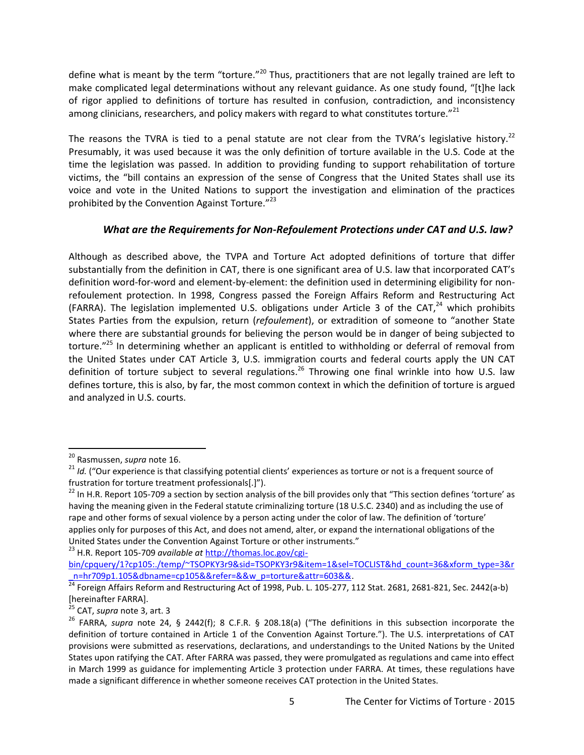define what is meant by the term "torture."[20] Thus, practitioners that are not legally trained are left to make complicated legal determinations without any relevant guidance. As one study found, "[t]he lack of rigor applied to definitions of torture has resulted in confusion, contradiction, and inconsistency among clinicians, researchers, and policy makers with regard to what constitutes torture."[21]

The reasons the TVRA is tied to a penal statute are not clear from the TVRA's legislative history.[22] Presumably, it was used because it was the only definition of torture available in the U.S. Code at the time the legislation was passed. In addition to providing funding to support rehabilitation of torture victims, the "bill contains an expression of the sense of Congress that the United States shall use its voice and vote in the United Nations to support the investigation and elimination of the practices prohibited by the Convention Against Torture."[23]

### *What are the Requirements for Non-Refoulement Protections under CAT and U.S. law?*

Although as described above, the TVPA and Torture Act adopted definitions of torture that differ substantially from the definition in CAT, there is one significant area of U.S. law that incorporated CAT's definition word-for-word and element-by-element: the definition used in determining eligibility for non-refoulement protection. In 1998, Congress passed the Foreign Affairs Reform and Restructuring Act (FARRA). The legislation implemented U.S. obligations under Article 3 of the CAT,[24] which prohibits States Parties from the expulsion, return (*refoulement*), or extradition of someone to "another State where there are substantial grounds for believing the person would be in danger of being subjected to torture."[25] In determining whether an applicant is entitled to withholding or deferral of removal from the United States under CAT Article 3, U.S. immigration courts and federal courts apply the UN CAT definition of torture subject to several regulations.[26] Throwing one final wrinkle into how U.S. law defines torture, this is also, by far, the most common context in which the definition of torture is argued and analyzed in U.S. courts.

---

[20] Rasmussen, *supra* note 16.

[21] *Id.* ("Our experience is that classifying potential clients' experiences as torture or not is a frequent source of frustration for torture treatment professionals[.]").

[22] In H.R. Report 105-709 a section by section analysis of the bill provides only that "This section defines 'torture' as having the meaning given in the Federal statute criminalizing torture (18 U.S.C. 2340) and as including the use of rape and other forms of sexual violence by a person acting under the color of law. The definition of 'torture' applies only for purposes of this Act, and does not amend, alter, or expand the international obligations of the United States under the Convention Against Torture or other instruments."

[23] H.R. Report 105-709 *available at* http://thomas.loc.gov/cgi-bin/cpquery/1?cp105:./temp/~TSOPKY3r9&sid=TSOPKY3r9&item=1&sel=TOCLIST&hd_count=36&xform_type=3&r_n=hr709p1.105&dbname=cp105&&refer=&&w_p=torture&attr=603&&.

[24] Foreign Affairs Reform and Restructuring Act of 1998, Pub. L. 105-277, 112 Stat. 2681, 2681-821, Sec. 2442(a-b) [hereinafter FARRA].

[25] CAT, *supra* note 3, art. 3

[26] FARRA, *supra* note 24, § 2442(f); 8 C.F.R. § 208.18(a) ("The definitions in this subsection incorporate the definition of torture contained in Article 1 of the Convention Against Torture."). The U.S. interpretations of CAT provisions were submitted as reservations, declarations, and understandings to the United Nations by the United States upon ratifying the CAT. After FARRA was passed, they were promulgated as regulations and came into effect in March 1999 as guidance for implementing Article 3 protection under FARRA. At times, these regulations have made a significant difference in whether someone receives CAT protection in the United States.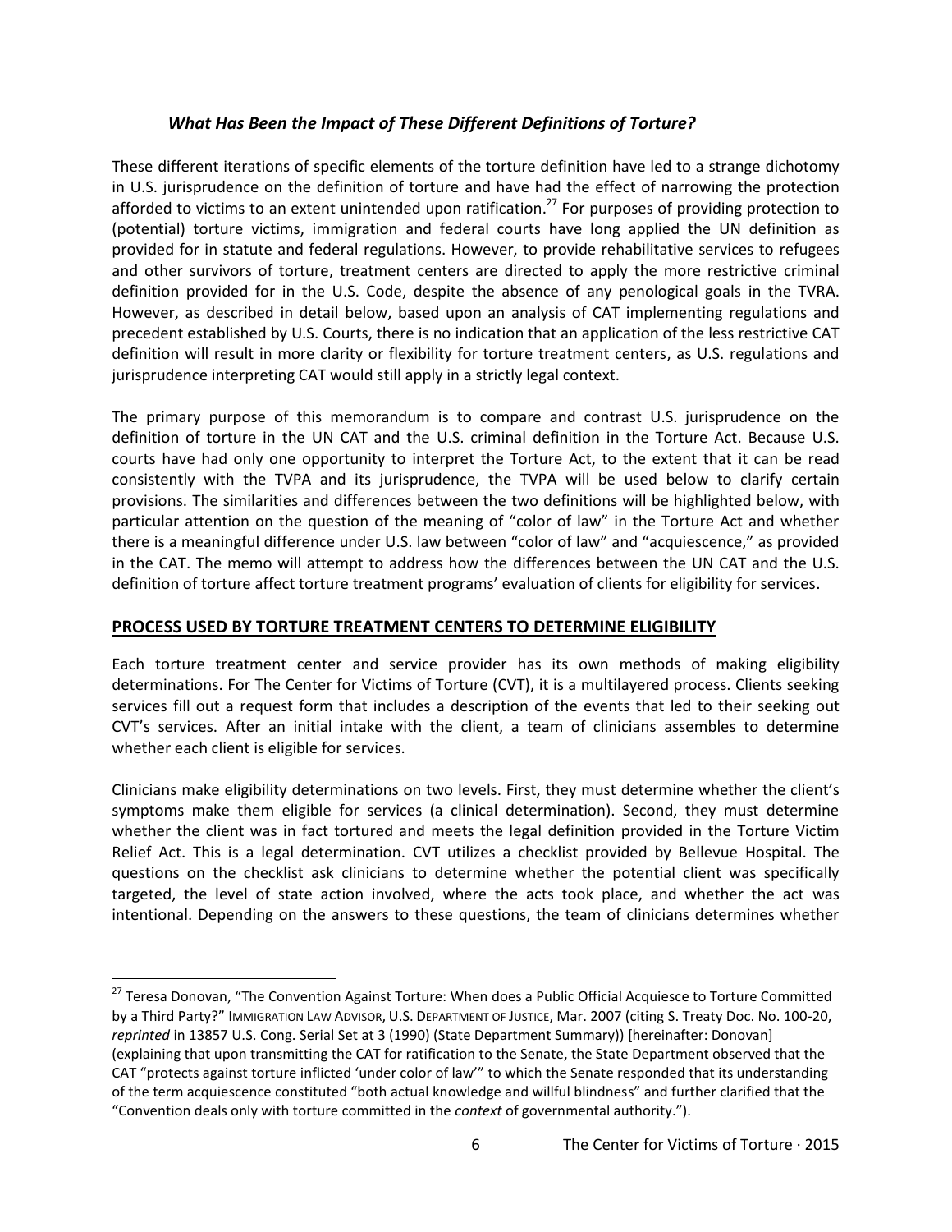### *What Has Been the Impact of These Different Definitions of Torture?*

These different iterations of specific elements of the torture definition have led to a strange dichotomy in U.S. jurisprudence on the definition of torture and have had the effect of narrowing the protection afforded to victims to an extent unintended upon ratification.[27] For purposes of providing protection to (potential) torture victims, immigration and federal courts have long applied the UN definition as provided for in statute and federal regulations. However, to provide rehabilitative services to refugees and other survivors of torture, treatment centers are directed to apply the more restrictive criminal definition provided for in the U.S. Code, despite the absence of any penological goals in the TVRA. However, as described in detail below, based upon an analysis of CAT implementing regulations and precedent established by U.S. Courts, there is no indication that an application of the less restrictive CAT definition will result in more clarity or flexibility for torture treatment centers, as U.S. regulations and jurisprudence interpreting CAT would still apply in a strictly legal context.

The primary purpose of this memorandum is to compare and contrast U.S. jurisprudence on the definition of torture in the UN CAT and the U.S. criminal definition in the Torture Act. Because U.S. courts have had only one opportunity to interpret the Torture Act, to the extent that it can be read consistently with the TVPA and its jurisprudence, the TVPA will be used below to clarify certain provisions. The similarities and differences between the two definitions will be highlighted below, with particular attention on the question of the meaning of "color of law" in the Torture Act and whether there is a meaningful difference under U.S. law between "color of law" and "acquiescence," as provided in the CAT. The memo will attempt to address how the differences between the UN CAT and the U.S. definition of torture affect torture treatment programs' evaluation of clients for eligibility for services.

## PROCESS USED BY TORTURE TREATMENT CENTERS TO DETERMINE ELIGIBILITY

Each torture treatment center and service provider has its own methods of making eligibility determinations. For The Center for Victims of Torture (CVT), it is a multilayered process. Clients seeking services fill out a request form that includes a description of the events that led to their seeking out CVT's services. After an initial intake with the client, a team of clinicians assembles to determine whether each client is eligible for services.

Clinicians make eligibility determinations on two levels. First, they must determine whether the client's symptoms make them eligible for services (a clinical determination). Second, they must determine whether the client was in fact tortured and meets the legal definition provided in the Torture Victim Relief Act. This is a legal determination. CVT utilizes a checklist provided by Bellevue Hospital. The questions on the checklist ask clinicians to determine whether the potential client was specifically targeted, the level of state action involved, where the acts took place, and whether the act was intentional. Depending on the answers to these questions, the team of clinicians determines whether

---

[27] Teresa Donovan, "The Convention Against Torture: When does a Public Official Acquiesce to Torture Committed by a Third Party?" IMMIGRATION LAW ADVISOR, U.S. DEPARTMENT OF JUSTICE, Mar. 2007 (citing S. Treaty Doc. No. 100-20, *reprinted* in 13857 U.S. Cong. Serial Set at 3 (1990) (State Department Summary)) [hereinafter: Donovan] (explaining that upon transmitting the CAT for ratification to the Senate, the State Department observed that the CAT "protects against torture inflicted 'under color of law'" to which the Senate responded that its understanding of the term acquiescence constituted "both actual knowledge and willful blindness" and further clarified that the "Convention deals only with torture committed in the *context* of governmental authority.").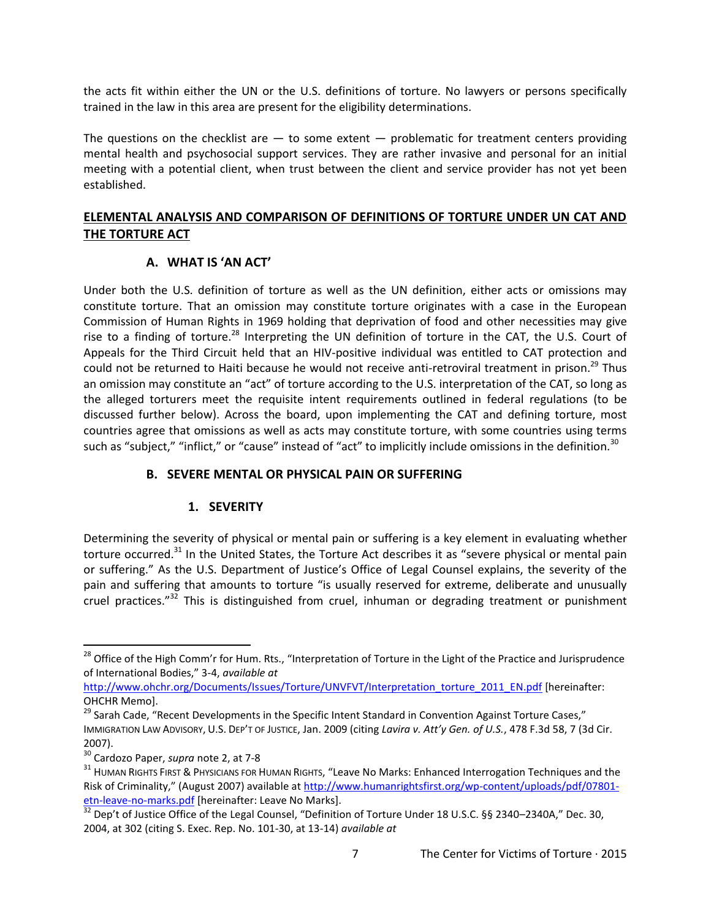the acts fit within either the UN or the U.S. definitions of torture. No lawyers or persons specifically trained in the law in this area are present for the eligibility determinations.

The questions on the checklist are — to some extent — problematic for treatment centers providing mental health and psychosocial support services. They are rather invasive and personal for an initial meeting with a potential client, when trust between the client and service provider has not yet been established.

## ELEMENTAL ANALYSIS AND COMPARISON OF DEFINITIONS OF TORTURE UNDER UN CAT AND THE TORTURE ACT

### A. WHAT IS 'AN ACT'

Under both the U.S. definition of torture as well as the UN definition, either acts or omissions may constitute torture. That an omission may constitute torture originates with a case in the European Commission of Human Rights in 1969 holding that deprivation of food and other necessities may give rise to a finding of torture.[28] Interpreting the UN definition of torture in the CAT, the U.S. Court of Appeals for the Third Circuit held that an HIV-positive individual was entitled to CAT protection and could not be returned to Haiti because he would not receive anti-retroviral treatment in prison.[29] Thus an omission may constitute an "act" of torture according to the U.S. interpretation of the CAT, so long as the alleged torturers meet the requisite intent requirements outlined in federal regulations (to be discussed further below). Across the board, upon implementing the CAT and defining torture, most countries agree that omissions as well as acts may constitute torture, with some countries using terms such as "subject," "inflict," or "cause" instead of "act" to implicitly include omissions in the definition.[30]

### B. SEVERE MENTAL OR PHYSICAL PAIN OR SUFFERING

#### 1. SEVERITY

Determining the severity of physical or mental pain or suffering is a key element in evaluating whether torture occurred.[31] In the United States, the Torture Act describes it as "severe physical or mental pain or suffering." As the U.S. Department of Justice's Office of Legal Counsel explains, the severity of the pain and suffering that amounts to torture "is usually reserved for extreme, deliberate and unusually cruel practices."[32] This is distinguished from cruel, inhuman or degrading treatment or punishment

---

[28] Office of the High Comm'r for Hum. Rts., "Interpretation of Torture in the Light of the Practice and Jurisprudence of International Bodies," 3-4, *available at* http://www.ohchr.org/Documents/Issues/Torture/UNVFVT/Interpretation_torture_2011_EN.pdf [hereinafter: OHCHR Memo].

[29] Sarah Cade, "Recent Developments in the Specific Intent Standard in Convention Against Torture Cases," Immigration Law Advisory, U.S. Dep't of Justice, Jan. 2009 (citing *Lavira v. Att'y Gen. of U.S.*, 478 F.3d 58, 7 (3d Cir. 2007).

[30] Cardozo Paper, *supra* note 2, at 7-8

[31] Human Rights First & Physicians for Human Rights, "Leave No Marks: Enhanced Interrogation Techniques and the Risk of Criminality," (August 2007) available at http://www.humanrightsfirst.org/wp-content/uploads/pdf/07801-etn-leave-no-marks.pdf [hereinafter: Leave No Marks].

[32] Dep't of Justice Office of the Legal Counsel, "Definition of Torture Under 18 U.S.C. §§ 2340–2340A," Dec. 30, 2004, at 302 (citing S. Exec. Rep. No. 101-30, at 13-14) *available at*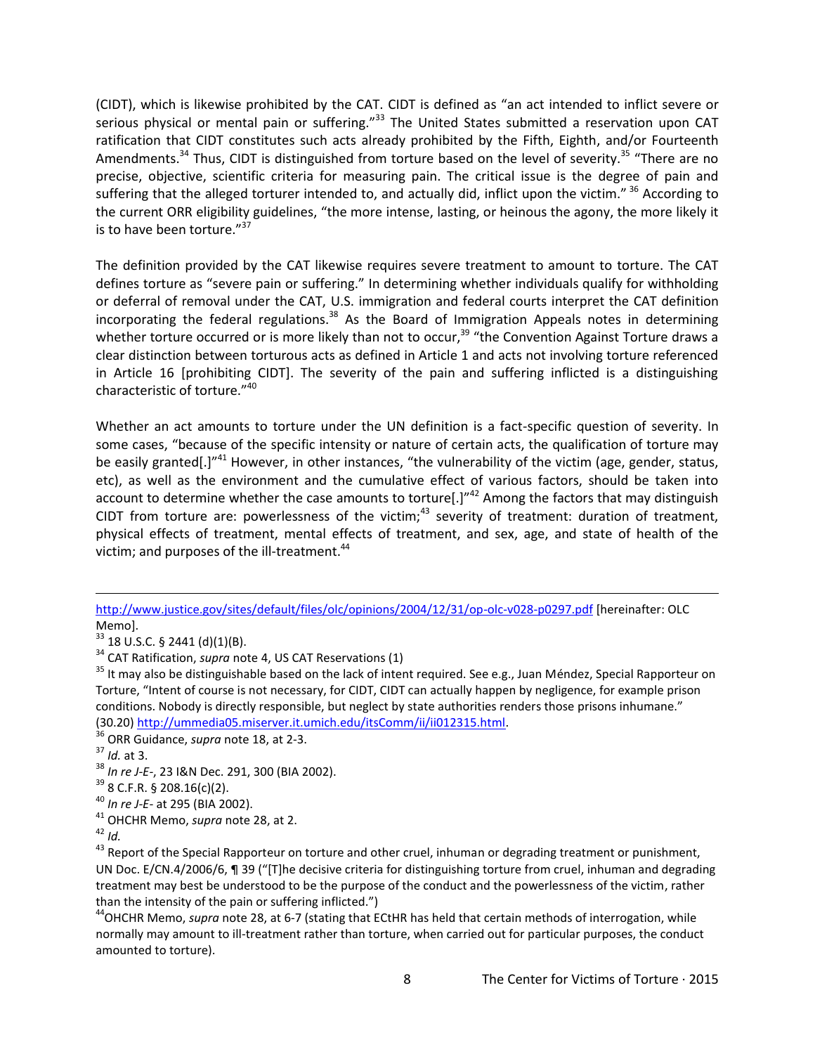(CIDT), which is likewise prohibited by the CAT. CIDT is defined as "an act intended to inflict severe or serious physical or mental pain or suffering."[33] The United States submitted a reservation upon CAT ratification that CIDT constitutes such acts already prohibited by the Fifth, Eighth, and/or Fourteenth Amendments.[34] Thus, CIDT is distinguished from torture based on the level of severity.[35] "There are no precise, objective, scientific criteria for measuring pain. The critical issue is the degree of pain and suffering that the alleged torturer intended to, and actually did, inflict upon the victim." [36] According to the current ORR eligibility guidelines, "the more intense, lasting, or heinous the agony, the more likely it is to have been torture."[37]

The definition provided by the CAT likewise requires severe treatment to amount to torture. The CAT defines torture as "severe pain or suffering." In determining whether individuals qualify for withholding or deferral of removal under the CAT, U.S. immigration and federal courts interpret the CAT definition incorporating the federal regulations.[38] As the Board of Immigration Appeals notes in determining whether torture occurred or is more likely than not to occur,[39] "the Convention Against Torture draws a clear distinction between torturous acts as defined in Article 1 and acts not involving torture referenced in Article 16 [prohibiting CIDT]. The severity of the pain and suffering inflicted is a distinguishing characteristic of torture."[40]

Whether an act amounts to torture under the UN definition is a fact-specific question of severity. In some cases, "because of the specific intensity or nature of certain acts, the qualification of torture may be easily granted[.]"[41] However, in other instances, "the vulnerability of the victim (age, gender, status, etc), as well as the environment and the cumulative effect of various factors, should be taken into account to determine whether the case amounts to torture[.]"[42] Among the factors that may distinguish CIDT from torture are: powerlessness of the victim;[43] severity of treatment: duration of treatment, physical effects of treatment, mental effects of treatment, and sex, age, and state of health of the victim; and purposes of the ill-treatment.[44]

---

http://www.justice.gov/sites/default/files/olc/opinions/2004/12/31/op-olc-v028-p0297.pdf [hereinafter: OLC Memo].

[33] 18 U.S.C. § 2441 (d)(1)(B).

[34] CAT Ratification, *supra* note 4, US CAT Reservations (1)

[35] It may also be distinguishable based on the lack of intent required. See e.g., Juan Méndez, Special Rapporteur on Torture, "Intent of course is not necessary, for CIDT, CIDT can actually happen by negligence, for example prison conditions. Nobody is directly responsible, but neglect by state authorities renders those prisons inhumane." (30.20) http://ummedia05.miserver.it.umich.edu/itsComm/ii/ii012315.html.

[36] ORR Guidance, *supra* note 18, at 2-3.

[37] *Id.* at 3.

[38] *In re J-E-*, 23 I&N Dec. 291, 300 (BIA 2002).

[39] 8 C.F.R. § 208.16(c)(2).

[40] *In re J-E-* at 295 (BIA 2002).

[41] OHCHR Memo, *supra* note 28, at 2.

[42] *Id.*

[43] Report of the Special Rapporteur on torture and other cruel, inhuman or degrading treatment or punishment, UN Doc. E/CN.4/2006/6, ¶ 39 ("[T]he decisive criteria for distinguishing torture from cruel, inhuman and degrading treatment may best be understood to be the purpose of the conduct and the powerlessness of the victim, rather than the intensity of the pain or suffering inflicted.")

[44] OHCHR Memo, *supra* note 28, at 6-7 (stating that ECtHR has held that certain methods of interrogation, while normally may amount to ill-treatment rather than torture, when carried out for particular purposes, the conduct amounted to torture).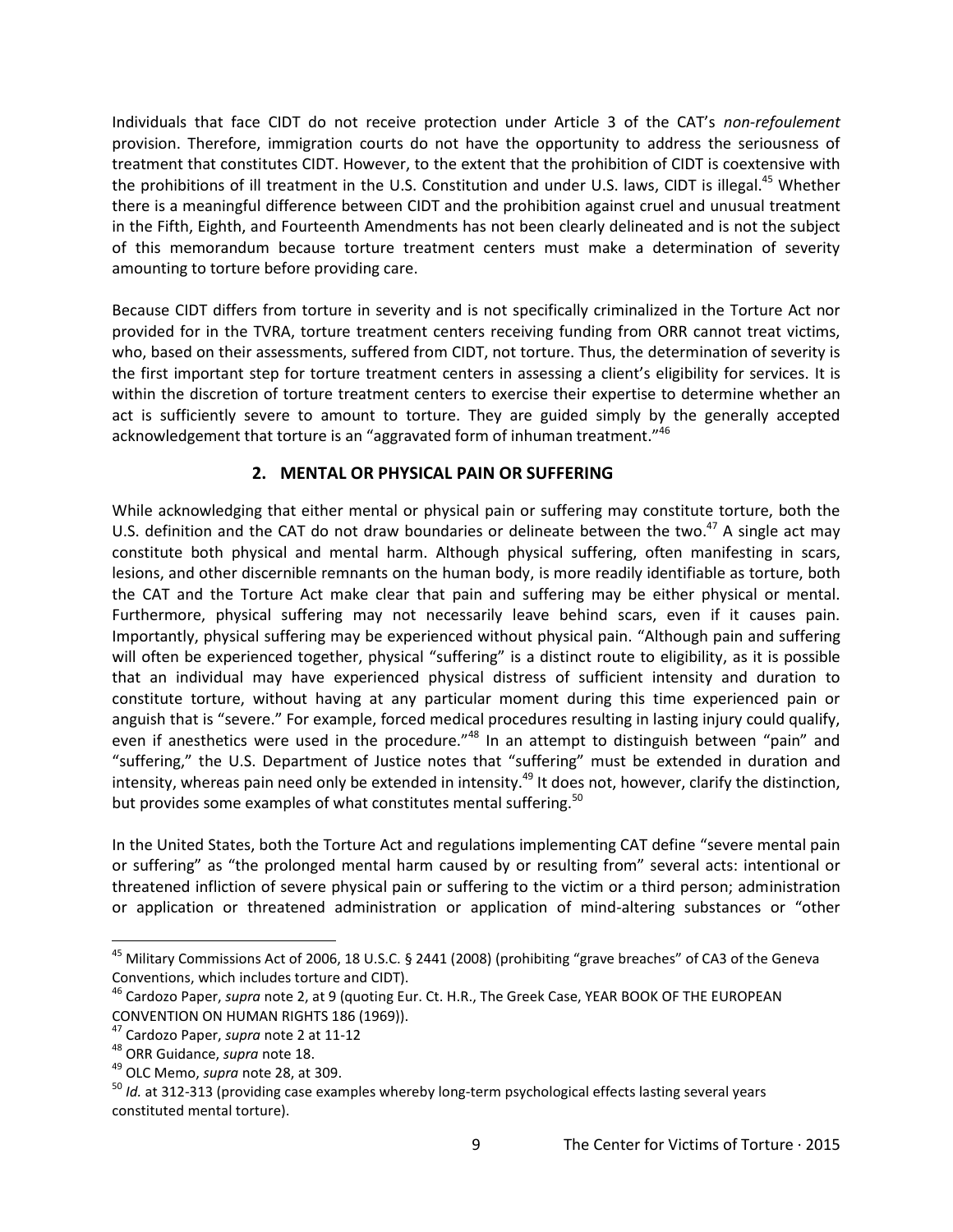Individuals that face CIDT do not receive protection under Article 3 of the CAT's *non-refoulement* provision. Therefore, immigration courts do not have the opportunity to address the seriousness of treatment that constitutes CIDT. However, to the extent that the prohibition of CIDT is coextensive with the prohibitions of ill treatment in the U.S. Constitution and under U.S. laws, CIDT is illegal.[45] Whether there is a meaningful difference between CIDT and the prohibition against cruel and unusual treatment in the Fifth, Eighth, and Fourteenth Amendments has not been clearly delineated and is not the subject of this memorandum because torture treatment centers must make a determination of severity amounting to torture before providing care.

Because CIDT differs from torture in severity and is not specifically criminalized in the Torture Act nor provided for in the TVRA, torture treatment centers receiving funding from ORR cannot treat victims, who, based on their assessments, suffered from CIDT, not torture. Thus, the determination of severity is the first important step for torture treatment centers in assessing a client's eligibility for services. It is within the discretion of torture treatment centers to exercise their expertise to determine whether an act is sufficiently severe to amount to torture. They are guided simply by the generally accepted acknowledgement that torture is an "aggravated form of inhuman treatment."[46]

## 2. MENTAL OR PHYSICAL PAIN OR SUFFERING

While acknowledging that either mental or physical pain or suffering may constitute torture, both the U.S. definition and the CAT do not draw boundaries or delineate between the two.[47] A single act may constitute both physical and mental harm. Although physical suffering, often manifesting in scars, lesions, and other discernible remnants on the human body, is more readily identifiable as torture, both the CAT and the Torture Act make clear that pain and suffering may be either physical or mental. Furthermore, physical suffering may not necessarily leave behind scars, even if it causes pain. Importantly, physical suffering may be experienced without physical pain. "Although pain and suffering will often be experienced together, physical "suffering" is a distinct route to eligibility, as it is possible that an individual may have experienced physical distress of sufficient intensity and duration to constitute torture, without having at any particular moment during this time experienced pain or anguish that is "severe." For example, forced medical procedures resulting in lasting injury could qualify, even if anesthetics were used in the procedure."[48] In an attempt to distinguish between "pain" and "suffering," the U.S. Department of Justice notes that "suffering" must be extended in duration and intensity, whereas pain need only be extended in intensity.[49] It does not, however, clarify the distinction, but provides some examples of what constitutes mental suffering.[50]

In the United States, both the Torture Act and regulations implementing CAT define "severe mental pain or suffering" as "the prolonged mental harm caused by or resulting from" several acts: intentional or threatened infliction of severe physical pain or suffering to the victim or a third person; administration or application or threatened administration or application of mind-altering substances or "other

---

[45] Military Commissions Act of 2006, 18 U.S.C. § 2441 (2008) (prohibiting "grave breaches" of CA3 of the Geneva Conventions, which includes torture and CIDT).

[46] Cardozo Paper, *supra* note 2, at 9 (quoting Eur. Ct. H.R., The Greek Case, YEAR BOOK OF THE EUROPEAN CONVENTION ON HUMAN RIGHTS 186 (1969)).

[47] Cardozo Paper, *supra* note 2 at 11-12

[48] ORR Guidance, *supra* note 18.

[49] OLC Memo, *supra* note 28, at 309.

[50] *Id.* at 312-313 (providing case examples whereby long-term psychological effects lasting several years constituted mental torture).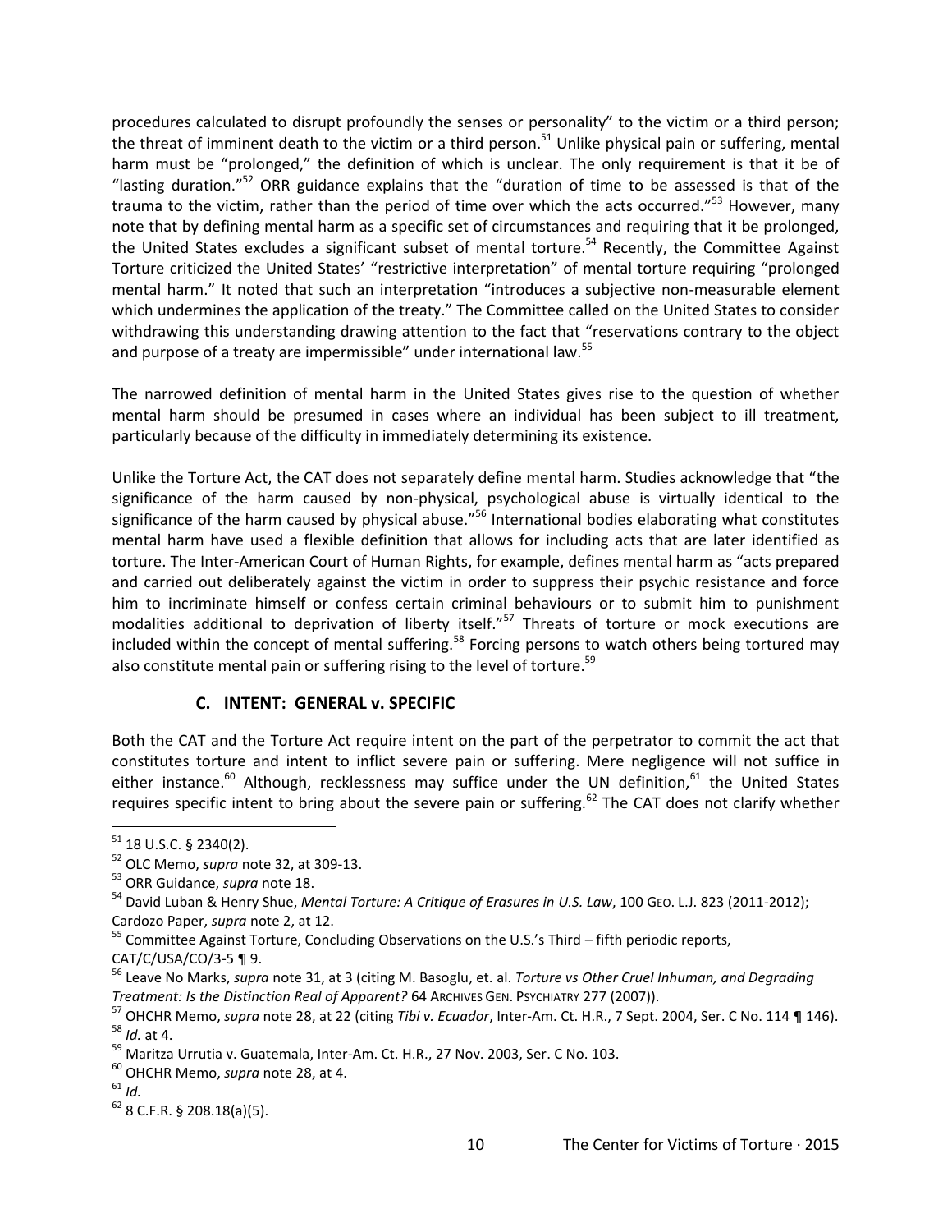procedures calculated to disrupt profoundly the senses or personality" to the victim or a third person; the threat of imminent death to the victim or a third person.[51] Unlike physical pain or suffering, mental harm must be "prolonged," the definition of which is unclear. The only requirement is that it be of "lasting duration."[52] ORR guidance explains that the "duration of time to be assessed is that of the trauma to the victim, rather than the period of time over which the acts occurred."[53] However, many note that by defining mental harm as a specific set of circumstances and requiring that it be prolonged, the United States excludes a significant subset of mental torture.[54] Recently, the Committee Against Torture criticized the United States' "restrictive interpretation" of mental torture requiring "prolonged mental harm." It noted that such an interpretation "introduces a subjective non-measurable element which undermines the application of the treaty." The Committee called on the United States to consider withdrawing this understanding drawing attention to the fact that "reservations contrary to the object and purpose of a treaty are impermissible" under international law.[55]

The narrowed definition of mental harm in the United States gives rise to the question of whether mental harm should be presumed in cases where an individual has been subject to ill treatment, particularly because of the difficulty in immediately determining its existence.

Unlike the Torture Act, the CAT does not separately define mental harm. Studies acknowledge that "the significance of the harm caused by non-physical, psychological abuse is virtually identical to the significance of the harm caused by physical abuse."[56] International bodies elaborating what constitutes mental harm have used a flexible definition that allows for including acts that are later identified as torture. The Inter-American Court of Human Rights, for example, defines mental harm as "acts prepared and carried out deliberately against the victim in order to suppress their psychic resistance and force him to incriminate himself or confess certain criminal behaviours or to submit him to punishment modalities additional to deprivation of liberty itself."[57] Threats of torture or mock executions are included within the concept of mental suffering.[58] Forcing persons to watch others being tortured may also constitute mental pain or suffering rising to the level of torture.[59]

### C. INTENT: GENERAL v. SPECIFIC

Both the CAT and the Torture Act require intent on the part of the perpetrator to commit the act that constitutes torture and intent to inflict severe pain or suffering. Mere negligence will not suffice in either instance.[60] Although, recklessness may suffice under the UN definition,[61] the United States requires specific intent to bring about the severe pain or suffering.[62] The CAT does not clarify whether

---

[51] 18 U.S.C. § 2340(2).

[52] OLC Memo, *supra* note 32, at 309-13.

[53] ORR Guidance, *supra* note 18.

[54] David Luban & Henry Shue, *Mental Torture: A Critique of Erasures in U.S. Law*, 100 GEO. L.J. 823 (2011-2012); Cardozo Paper, *supra* note 2, at 12.

[55] Committee Against Torture, Concluding Observations on the U.S.'s Third – fifth periodic reports, CAT/C/USA/CO/3-5 ¶ 9.

[56] Leave No Marks, *supra* note 31, at 3 (citing M. Basoglu, et. al. *Torture vs Other Cruel Inhuman, and Degrading Treatment: Is the Distinction Real of Apparent?* 64 ARCHIVES GEN. PSYCHIATRY 277 (2007)).

[57] OHCHR Memo, *supra* note 28, at 22 (citing *Tibi v. Ecuador*, Inter-Am. Ct. H.R., 7 Sept. 2004, Ser. C No. 114 ¶ 146).

[58] *Id.* at 4.

[59] Maritza Urrutia v. Guatemala, Inter-Am. Ct. H.R., 27 Nov. 2003, Ser. C No. 103.

[60] OHCHR Memo, *supra* note 28, at 4.

[61] *Id.*

[62] 8 C.F.R. § 208.18(a)(5).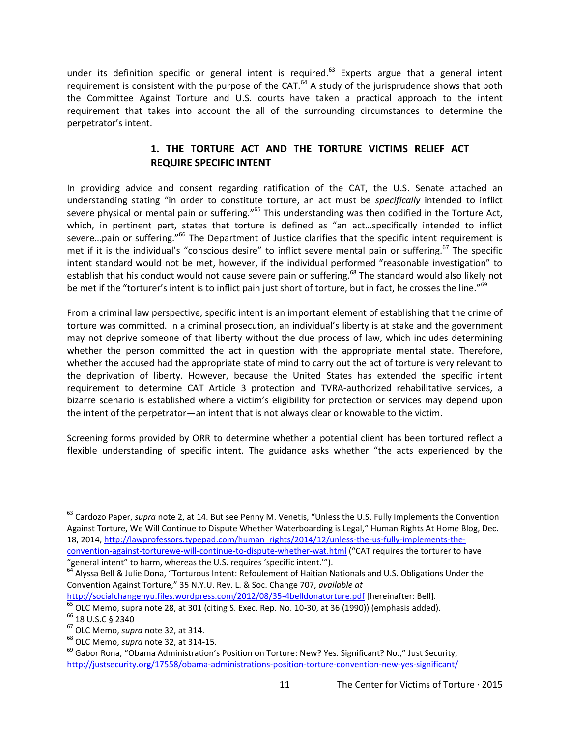under its definition specific or general intent is required.[63] Experts argue that a general intent requirement is consistent with the purpose of the CAT.[64] A study of the jurisprudence shows that both the Committee Against Torture and U.S. courts have taken a practical approach to the intent requirement that takes into account the all of the surrounding circumstances to determine the perpetrator's intent.

### 1. THE TORTURE ACT AND THE TORTURE VICTIMS RELIEF ACT REQUIRE SPECIFIC INTENT

In providing advice and consent regarding ratification of the CAT, the U.S. Senate attached an understanding stating "in order to constitute torture, an act must be *specifically* intended to inflict severe physical or mental pain or suffering."[65] This understanding was then codified in the Torture Act, which, in pertinent part, states that torture is defined as "an act…specifically intended to inflict severe…pain or suffering."[66] The Department of Justice clarifies that the specific intent requirement is met if it is the individual's "conscious desire" to inflict severe mental pain or suffering.[67] The specific intent standard would not be met, however, if the individual performed "reasonable investigation" to establish that his conduct would not cause severe pain or suffering.[68] The standard would also likely not be met if the "torturer's intent is to inflict pain just short of torture, but in fact, he crosses the line."[69]

From a criminal law perspective, specific intent is an important element of establishing that the crime of torture was committed. In a criminal prosecution, an individual's liberty is at stake and the government may not deprive someone of that liberty without the due process of law, which includes determining whether the person committed the act in question with the appropriate mental state. Therefore, whether the accused had the appropriate state of mind to carry out the act of torture is very relevant to the deprivation of liberty. However, because the United States has extended the specific intent requirement to determine CAT Article 3 protection and TVRA-authorized rehabilitative services, a bizarre scenario is established where a victim's eligibility for protection or services may depend upon the intent of the perpetrator—an intent that is not always clear or knowable to the victim.

Screening forms provided by ORR to determine whether a potential client has been tortured reflect a flexible understanding of specific intent. The guidance asks whether "the acts experienced by the

---

[63] Cardozo Paper, *supra* note 2, at 14. But see Penny M. Venetis, "Unless the U.S. Fully Implements the Convention Against Torture, We Will Continue to Dispute Whether Waterboarding is Legal," Human Rights At Home Blog, Dec. 18, 2014, http://lawprofessors.typepad.com/human_rights/2014/12/unless-the-us-fully-implements-the-convention-against-torturewe-will-continue-to-dispute-whether-wat.html ("CAT requires the torturer to have "general intent" to harm, whereas the U.S. requires 'specific intent.'").

[64] Alyssa Bell & Julie Dona, "Torturous Intent: Refoulement of Haitian Nationals and U.S. Obligations Under the Convention Against Torture," 35 N.Y.U. Rev. L. & Soc. Change 707, *available at* http://socialchangenyu.files.wordpress.com/2012/08/35-4belldonatorture.pdf [hereinafter: Bell].

[65] OLC Memo, supra note 28, at 301 (citing S. Exec. Rep. No. 10-30, at 36 (1990)) (emphasis added).

[66] 18 U.S.C § 2340

[67] OLC Memo, *supra* note 32, at 314.

[68] OLC Memo, *supra* note 32, at 314-15.

[69] Gabor Rona, "Obama Administration's Position on Torture: New? Yes. Significant? No.," Just Security, http://justsecurity.org/17558/obama-administrations-position-torture-convention-new-yes-significant/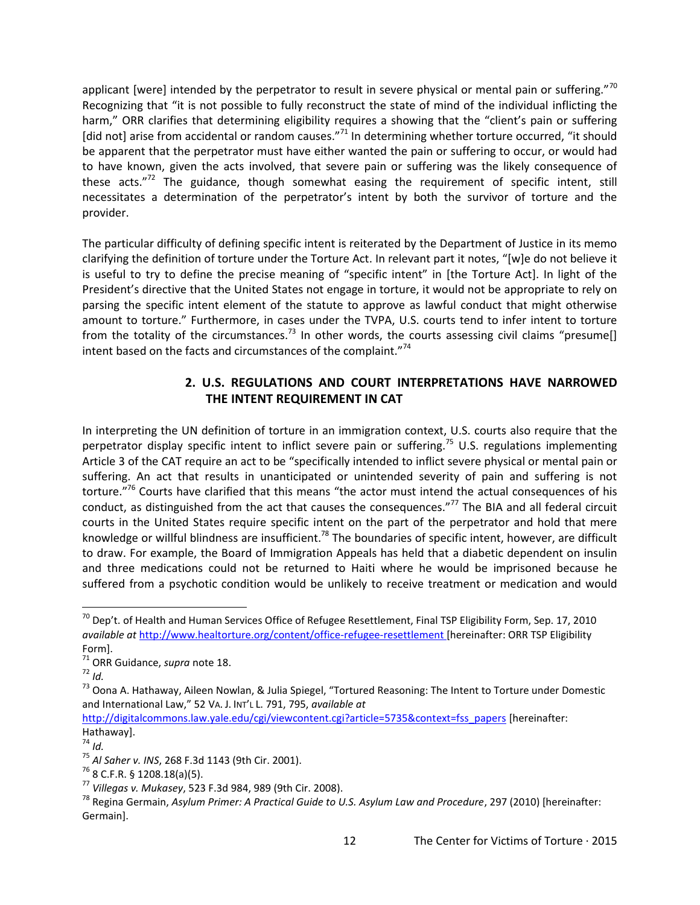applicant [were] intended by the perpetrator to result in severe physical or mental pain or suffering."[70] Recognizing that "it is not possible to fully reconstruct the state of mind of the individual inflicting the harm," ORR clarifies that determining eligibility requires a showing that the "client's pain or suffering [did not] arise from accidental or random causes."[71] In determining whether torture occurred, "it should be apparent that the perpetrator must have either wanted the pain or suffering to occur, or would had to have known, given the acts involved, that severe pain or suffering was the likely consequence of these acts."[72] The guidance, though somewhat easing the requirement of specific intent, still necessitates a determination of the perpetrator's intent by both the survivor of torture and the provider.

The particular difficulty of defining specific intent is reiterated by the Department of Justice in its memo clarifying the definition of torture under the Torture Act. In relevant part it notes, "[w]e do not believe it is useful to try to define the precise meaning of "specific intent" in [the Torture Act]. In light of the President's directive that the United States not engage in torture, it would not be appropriate to rely on parsing the specific intent element of the statute to approve as lawful conduct that might otherwise amount to torture." Furthermore, in cases under the TVPA, U.S. courts tend to infer intent to torture from the totality of the circumstances.[73] In other words, the courts assessing civil claims "presume[] intent based on the facts and circumstances of the complaint."[74]

### 2. U.S. REGULATIONS AND COURT INTERPRETATIONS HAVE NARROWED THE INTENT REQUIREMENT IN CAT

In interpreting the UN definition of torture in an immigration context, U.S. courts also require that the perpetrator display specific intent to inflict severe pain or suffering.[75] U.S. regulations implementing Article 3 of the CAT require an act to be "specifically intended to inflict severe physical or mental pain or suffering. An act that results in unanticipated or unintended severity of pain and suffering is not torture."[76] Courts have clarified that this means "the actor must intend the actual consequences of his conduct, as distinguished from the act that causes the consequences."[77] The BIA and all federal circuit courts in the United States require specific intent on the part of the perpetrator and hold that mere knowledge or willful blindness are insufficient.[78] The boundaries of specific intent, however, are difficult to draw. For example, the Board of Immigration Appeals has held that a diabetic dependent on insulin and three medications could not be returned to Haiti where he would be imprisoned because he suffered from a psychotic condition would be unlikely to receive treatment or medication and would

---

[70] Dep't. of Health and Human Services Office of Refugee Resettlement, Final TSP Eligibility Form, Sep. 17, 2010 *available at* http://www.healtorture.org/content/office-refugee-resettlement [hereinafter: ORR TSP Eligibility Form].

[71] ORR Guidance, *supra* note 18.

[72] *Id.*

[73] Oona A. Hathaway, Aileen Nowlan, & Julia Spiegel, "Tortured Reasoning: The Intent to Torture under Domestic and International Law," 52 VA. J. INT'L L. 791, 795, *available at* http://digitalcommons.law.yale.edu/cgi/viewcontent.cgi?article=5735&context=fss_papers [hereinafter: Hathaway].

[74] *Id.*

[75] *Al Saher v. INS*, 268 F.3d 1143 (9th Cir. 2001).

[76] 8 C.F.R. § 1208.18(a)(5).

[77] *Villegas v. Mukasey*, 523 F.3d 984, 989 (9th Cir. 2008).

[78] Regina Germain, *Asylum Primer: A Practical Guide to U.S. Asylum Law and Procedure*, 297 (2010) [hereinafter: Germain].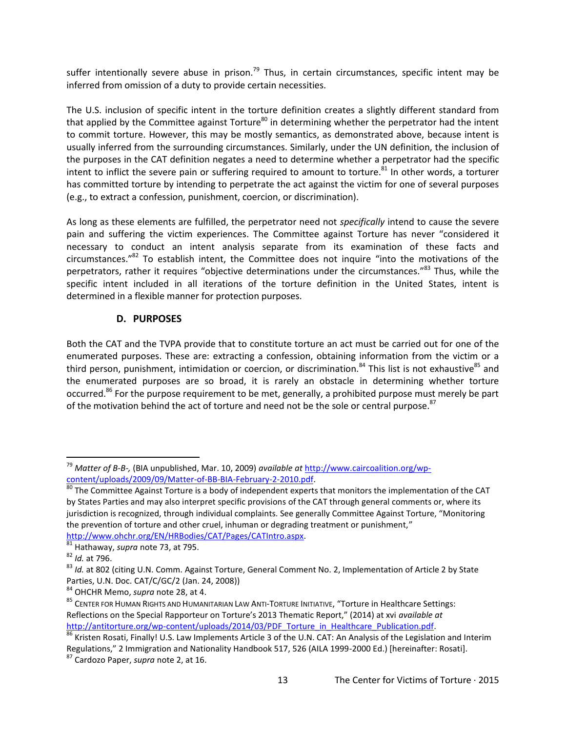suffer intentionally severe abuse in prison.[79] Thus, in certain circumstances, specific intent may be inferred from omission of a duty to provide certain necessities.

The U.S. inclusion of specific intent in the torture definition creates a slightly different standard from that applied by the Committee against Torture[80] in determining whether the perpetrator had the intent to commit torture. However, this may be mostly semantics, as demonstrated above, because intent is usually inferred from the surrounding circumstances. Similarly, under the UN definition, the inclusion of the purposes in the CAT definition negates a need to determine whether a perpetrator had the specific intent to inflict the severe pain or suffering required to amount to torture.[81] In other words, a torturer has committed torture by intending to perpetrate the act against the victim for one of several purposes (e.g., to extract a confession, punishment, coercion, or discrimination).

As long as these elements are fulfilled, the perpetrator need not *specifically* intend to cause the severe pain and suffering the victim experiences. The Committee against Torture has never "considered it necessary to conduct an intent analysis separate from its examination of these facts and circumstances."[82] To establish intent, the Committee does not inquire "into the motivations of the perpetrators, rather it requires "objective determinations under the circumstances."[83] Thus, while the specific intent included in all iterations of the torture definition in the United States, intent is determined in a flexible manner for protection purposes.

### D. PURPOSES

Both the CAT and the TVPA provide that to constitute torture an act must be carried out for one of the enumerated purposes. These are: extracting a confession, obtaining information from the victim or a third person, punishment, intimidation or coercion, or discrimination.[84] This list is not exhaustive[85] and the enumerated purposes are so broad, it is rarely an obstacle in determining whether torture occurred.[86] For the purpose requirement to be met, generally, a prohibited purpose must merely be part of the motivation behind the act of torture and need not be the sole or central purpose.[87]

---

[79] *Matter of B-B-,* (BIA unpublished, Mar. 10, 2009) *available at* http://www.caircoalition.org/wp-content/uploads/2009/09/Matter-of-BB-BIA-February-2-2010.pdf.

[80] The Committee Against Torture is a body of independent experts that monitors the implementation of the CAT by States Parties and may also interpret specific provisions of the CAT through general comments or, where its jurisdiction is recognized, through individual complaints. See generally Committee Against Torture, "Monitoring the prevention of torture and other cruel, inhuman or degrading treatment or punishment," http://www.ohchr.org/EN/HRBodies/CAT/Pages/CATIntro.aspx.

[81] Hathaway, *supra* note 73, at 795.

[82] *Id.* at 796.

[83] *Id.* at 802 (citing U.N. Comm. Against Torture, General Comment No. 2, Implementation of Article 2 by State Parties, U.N. Doc. CAT/C/GC/2 (Jan. 24, 2008))

[84] OHCHR Memo, *supra* note 28, at 4.

[85] Center for Human Rights and Humanitarian Law Anti-Torture Initiative, "Torture in Healthcare Settings: Reflections on the Special Rapporteur on Torture's 2013 Thematic Report," (2014) at xvi *available at* http://antitorture.org/wp-content/uploads/2014/03/PDF_Torture_in_Healthcare_Publication.pdf.

[86] Kristen Rosati, Finally! U.S. Law Implements Article 3 of the U.N. CAT: An Analysis of the Legislation and Interim Regulations," 2 Immigration and Nationality Handbook 517, 526 (AILA 1999-2000 Ed.) [hereinafter: Rosati].

[87] Cardozo Paper, *supra* note 2, at 16.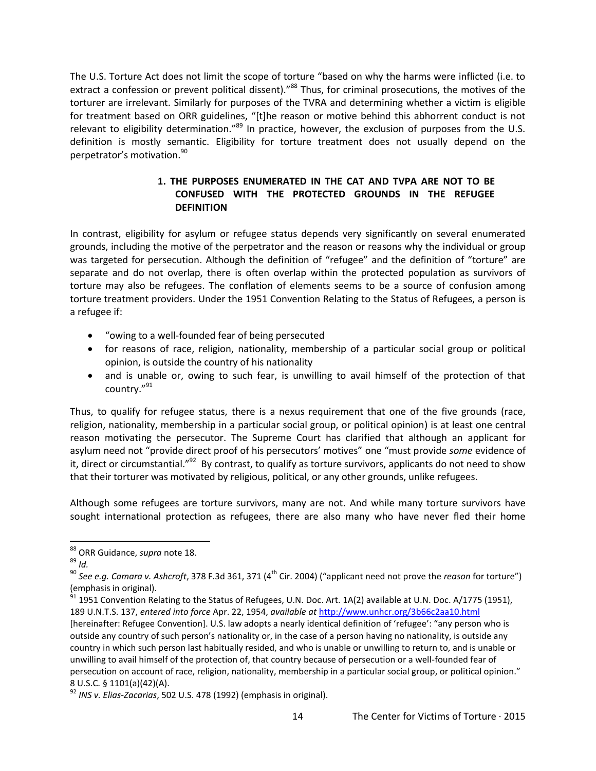The U.S. Torture Act does not limit the scope of torture "based on why the harms were inflicted (i.e. to extract a confession or prevent political dissent)."[88] Thus, for criminal prosecutions, the motives of the torturer are irrelevant. Similarly for purposes of the TVRA and determining whether a victim is eligible for treatment based on ORR guidelines, "[t]he reason or motive behind this abhorrent conduct is not relevant to eligibility determination."[89] In practice, however, the exclusion of purposes from the U.S. definition is mostly semantic. Eligibility for torture treatment does not usually depend on the perpetrator's motivation.[90]

### 1. THE PURPOSES ENUMERATED IN THE CAT AND TVPA ARE NOT TO BE CONFUSED WITH THE PROTECTED GROUNDS IN THE REFUGEE DEFINITION

In contrast, eligibility for asylum or refugee status depends very significantly on several enumerated grounds, including the motive of the perpetrator and the reason or reasons why the individual or group was targeted for persecution. Although the definition of "refugee" and the definition of "torture" are separate and do not overlap, there is often overlap within the protected population as survivors of torture may also be refugees. The conflation of elements seems to be a source of confusion among torture treatment providers. Under the 1951 Convention Relating to the Status of Refugees, a person is a refugee if:

- "owing to a well-founded fear of being persecuted
- for reasons of race, religion, nationality, membership of a particular social group or political opinion, is outside the country of his nationality
- and is unable or, owing to such fear, is unwilling to avail himself of the protection of that country."[91]

Thus, to qualify for refugee status, there is a nexus requirement that one of the five grounds (race, religion, nationality, membership in a particular social group, or political opinion) is at least one central reason motivating the persecutor. The Supreme Court has clarified that although an applicant for asylum need not "provide direct proof of his persecutors' motives" one "must provide *some* evidence of it, direct or circumstantial."[92] By contrast, to qualify as torture survivors, applicants do not need to show that their torturer was motivated by religious, political, or any other grounds, unlike refugees.

Although some refugees are torture survivors, many are not. And while many torture survivors have sought international protection as refugees, there are also many who have never fled their home

---

[88] ORR Guidance, *supra* note 18.

[89] *Id.*

[90] *See e.g. Camara v. Ashcroft*, 378 F.3d 361, 371 (4th Cir. 2004) ("applicant need not prove the *reason* for torture") (emphasis in original).

[91] 1951 Convention Relating to the Status of Refugees, U.N. Doc. Art. 1A(2) available at U.N. Doc. A/1775 (1951), 189 U.N.T.S. 137, *entered into force* Apr. 22, 1954, *available at* http://www.unhcr.org/3b66c2aa10.html [hereinafter: Refugee Convention]. U.S. law adopts a nearly identical definition of 'refugee': "any person who is outside any country of such person's nationality or, in the case of a person having no nationality, is outside any country in which such person last habitually resided, and who is unable or unwilling to return to, and is unable or unwilling to avail himself of the protection of, that country because of persecution or a well-founded fear of persecution on account of race, religion, nationality, membership in a particular social group, or political opinion." 8 U.S.C. § 1101(a)(42)(A).

[92] *INS v. Elias-Zacarias*, 502 U.S. 478 (1992) (emphasis in original).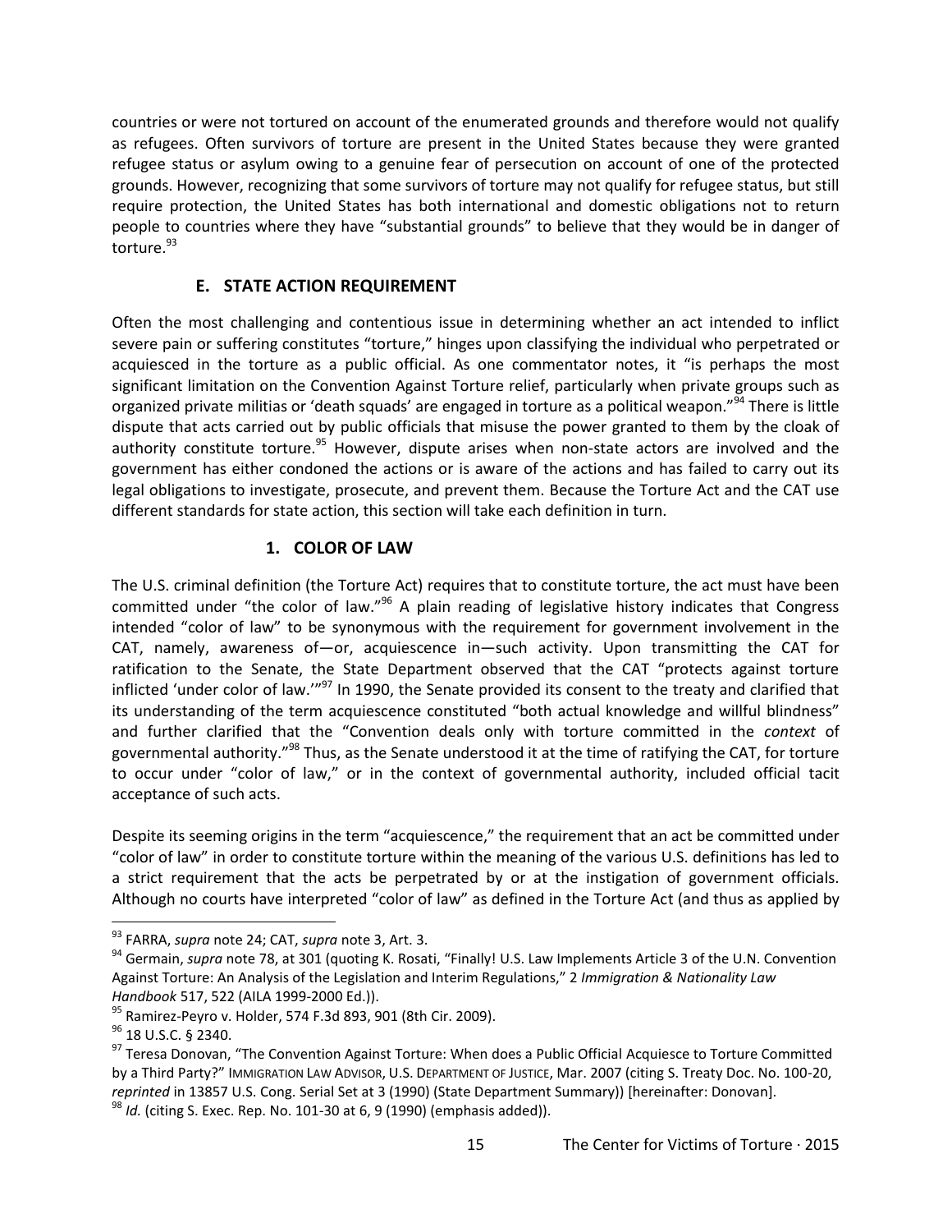countries or were not tortured on account of the enumerated grounds and therefore would not qualify as refugees. Often survivors of torture are present in the United States because they were granted refugee status or asylum owing to a genuine fear of persecution on account of one of the protected grounds. However, recognizing that some survivors of torture may not qualify for refugee status, but still require protection, the United States has both international and domestic obligations not to return people to countries where they have "substantial grounds" to believe that they would be in danger of torture.[93]

### E. STATE ACTION REQUIREMENT

Often the most challenging and contentious issue in determining whether an act intended to inflict severe pain or suffering constitutes "torture," hinges upon classifying the individual who perpetrated or acquiesced in the torture as a public official. As one commentator notes, it "is perhaps the most significant limitation on the Convention Against Torture relief, particularly when private groups such as organized private militias or 'death squads' are engaged in torture as a political weapon."[94] There is little dispute that acts carried out by public officials that misuse the power granted to them by the cloak of authority constitute torture.[95] However, dispute arises when non-state actors are involved and the government has either condoned the actions or is aware of the actions and has failed to carry out its legal obligations to investigate, prosecute, and prevent them. Because the Torture Act and the CAT use different standards for state action, this section will take each definition in turn.

#### 1. COLOR OF LAW

The U.S. criminal definition (the Torture Act) requires that to constitute torture, the act must have been committed under "the color of law."[96] A plain reading of legislative history indicates that Congress intended "color of law" to be synonymous with the requirement for government involvement in the CAT, namely, awareness of—or, acquiescence in—such activity. Upon transmitting the CAT for ratification to the Senate, the State Department observed that the CAT "protects against torture inflicted 'under color of law.'"[97] In 1990, the Senate provided its consent to the treaty and clarified that its understanding of the term acquiescence constituted "both actual knowledge and willful blindness" and further clarified that the "Convention deals only with torture committed in the *context* of governmental authority."[98] Thus, as the Senate understood it at the time of ratifying the CAT, for torture to occur under "color of law," or in the context of governmental authority, included official tacit acceptance of such acts.

Despite its seeming origins in the term "acquiescence," the requirement that an act be committed under "color of law" in order to constitute torture within the meaning of the various U.S. definitions has led to a strict requirement that the acts be perpetrated by or at the instigation of government officials. Although no courts have interpreted "color of law" as defined in the Torture Act (and thus as applied by

---

[93] FARRA, *supra* note 24; CAT, *supra* note 3, Art. 3.

[94] Germain, *supra* note 78, at 301 (quoting K. Rosati, "Finally! U.S. Law Implements Article 3 of the U.N. Convention Against Torture: An Analysis of the Legislation and Interim Regulations," 2 *Immigration & Nationality Law Handbook* 517, 522 (AILA 1999-2000 Ed.)).

[95] Ramirez-Peyro v. Holder, 574 F.3d 893, 901 (8th Cir. 2009).

[96] 18 U.S.C. § 2340.

[97] Teresa Donovan, "The Convention Against Torture: When does a Public Official Acquiesce to Torture Committed by a Third Party?" IMMIGRATION LAW ADVISOR, U.S. DEPARTMENT OF JUSTICE, Mar. 2007 (citing S. Treaty Doc. No. 100-20, *reprinted* in 13857 U.S. Cong. Serial Set at 3 (1990) (State Department Summary)) [hereinafter: Donovan].

[98] *Id.* (citing S. Exec. Rep. No. 101-30 at 6, 9 (1990) (emphasis added)).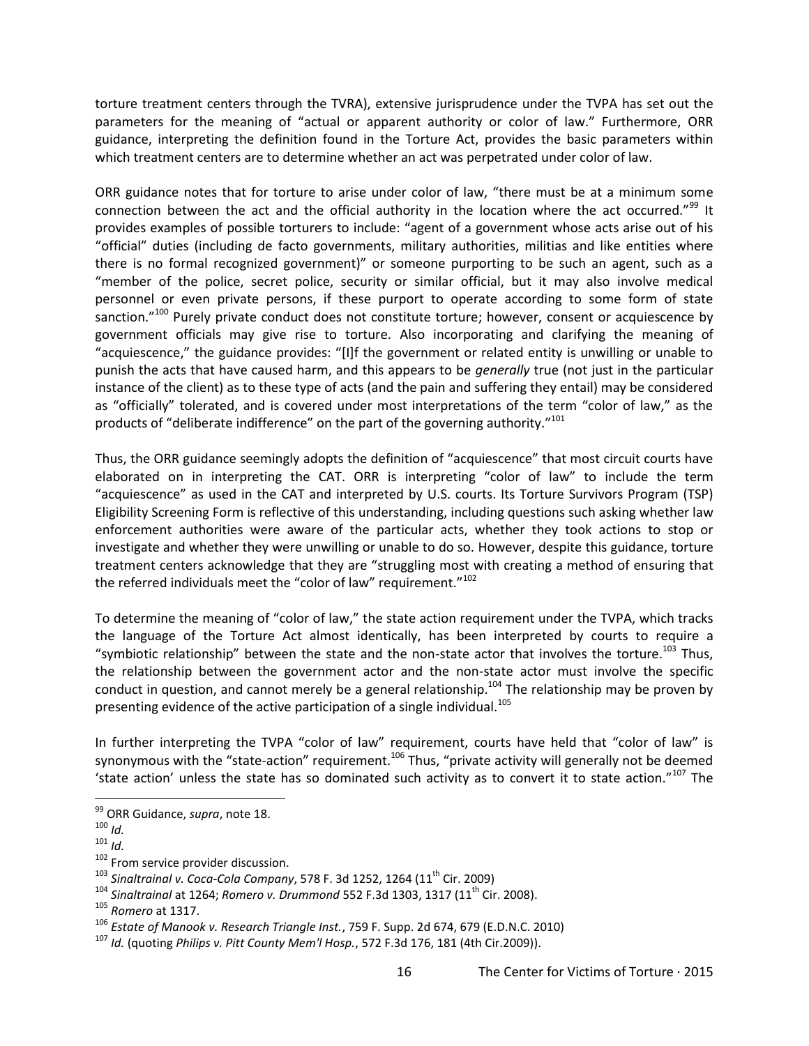torture treatment centers through the TVRA), extensive jurisprudence under the TVPA has set out the parameters for the meaning of "actual or apparent authority or color of law." Furthermore, ORR guidance, interpreting the definition found in the Torture Act, provides the basic parameters within which treatment centers are to determine whether an act was perpetrated under color of law.

ORR guidance notes that for torture to arise under color of law, "there must be at a minimum some connection between the act and the official authority in the location where the act occurred."[99] It provides examples of possible torturers to include: "agent of a government whose acts arise out of his "official" duties (including de facto governments, military authorities, militias and like entities where there is no formal recognized government)" or someone purporting to be such an agent, such as a "member of the police, secret police, security or similar official, but it may also involve medical personnel or even private persons, if these purport to operate according to some form of state sanction."[100] Purely private conduct does not constitute torture; however, consent or acquiescence by government officials may give rise to torture. Also incorporating and clarifying the meaning of "acquiescence," the guidance provides: "[I]f the government or related entity is unwilling or unable to punish the acts that have caused harm, and this appears to be *generally* true (not just in the particular instance of the client) as to these type of acts (and the pain and suffering they entail) may be considered as "officially" tolerated, and is covered under most interpretations of the term "color of law," as the products of "deliberate indifference" on the part of the governing authority."[101]

Thus, the ORR guidance seemingly adopts the definition of "acquiescence" that most circuit courts have elaborated on in interpreting the CAT. ORR is interpreting "color of law" to include the term "acquiescence" as used in the CAT and interpreted by U.S. courts. Its Torture Survivors Program (TSP) Eligibility Screening Form is reflective of this understanding, including questions such asking whether law enforcement authorities were aware of the particular acts, whether they took actions to stop or investigate and whether they were unwilling or unable to do so. However, despite this guidance, torture treatment centers acknowledge that they are "struggling most with creating a method of ensuring that the referred individuals meet the "color of law" requirement."[102]

To determine the meaning of "color of law," the state action requirement under the TVPA, which tracks the language of the Torture Act almost identically, has been interpreted by courts to require a "symbiotic relationship" between the state and the non-state actor that involves the torture.[103] Thus, the relationship between the government actor and the non-state actor must involve the specific conduct in question, and cannot merely be a general relationship.[104] The relationship may be proven by presenting evidence of the active participation of a single individual.[105]

In further interpreting the TVPA "color of law" requirement, courts have held that "color of law" is synonymous with the "state-action" requirement.[106] Thus, "private activity will generally not be deemed 'state action' unless the state has so dominated such activity as to convert it to state action."[107] The

---

[99] ORR Guidance, *supra*, note 18.

[100] *Id.*

[101] *Id.*

[102] From service provider discussion.

[103] *Sinaltrainal v. Coca-Cola Company*, 578 F. 3d 1252, 1264 (11th Cir. 2009)

[104] *Sinaltrainal* at 1264; *Romero v. Drummond* 552 F.3d 1303, 1317 (11th Cir. 2008).

[105] *Romero* at 1317.

[106] *Estate of Manook v. Research Triangle Inst.*, 759 F. Supp. 2d 674, 679 (E.D.N.C. 2010)

[107] *Id.* (quoting *Philips v. Pitt County Mem'l Hosp.*, 572 F.3d 176, 181 (4th Cir.2009)).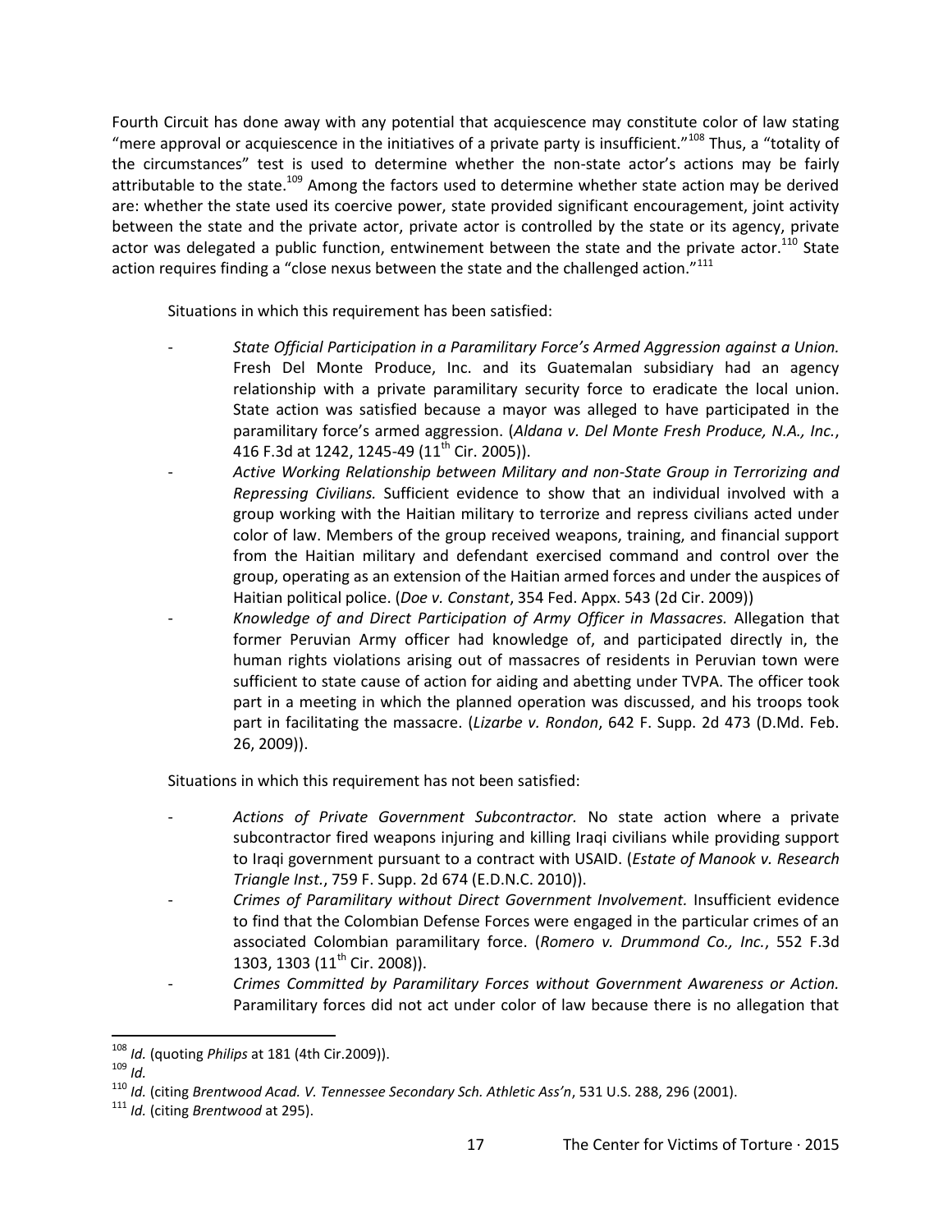Fourth Circuit has done away with any potential that acquiescence may constitute color of law stating "mere approval or acquiescence in the initiatives of a private party is insufficient."[108] Thus, a "totality of the circumstances" test is used to determine whether the non-state actor's actions may be fairly attributable to the state.[109] Among the factors used to determine whether state action may be derived are: whether the state used its coercive power, state provided significant encouragement, joint activity between the state and the private actor, private actor is controlled by the state or its agency, private actor was delegated a public function, entwinement between the state and the private actor.[110] State action requires finding a "close nexus between the state and the challenged action."[111]

Situations in which this requirement has been satisfied:

- *State Official Participation in a Paramilitary Force's Armed Aggression against a Union.* Fresh Del Monte Produce, Inc. and its Guatemalan subsidiary had an agency relationship with a private paramilitary security force to eradicate the local union. State action was satisfied because a mayor was alleged to have participated in the paramilitary force's armed aggression. (*Aldana v. Del Monte Fresh Produce, N.A., Inc.*, 416 F.3d at 1242, 1245-49 (11th Cir. 2005)).
- *Active Working Relationship between Military and non-State Group in Terrorizing and Repressing Civilians.* Sufficient evidence to show that an individual involved with a group working with the Haitian military to terrorize and repress civilians acted under color of law. Members of the group received weapons, training, and financial support from the Haitian military and defendant exercised command and control over the group, operating as an extension of the Haitian armed forces and under the auspices of Haitian political police. (*Doe v. Constant*, 354 Fed. Appx. 543 (2d Cir. 2009))
- *Knowledge of and Direct Participation of Army Officer in Massacres.* Allegation that former Peruvian Army officer had knowledge of, and participated directly in, the human rights violations arising out of massacres of residents in Peruvian town were sufficient to state cause of action for aiding and abetting under TVPA. The officer took part in a meeting in which the planned operation was discussed, and his troops took part in facilitating the massacre. (*Lizarbe v. Rondon*, 642 F. Supp. 2d 473 (D.Md. Feb. 26, 2009)).

Situations in which this requirement has not been satisfied:

- *Actions of Private Government Subcontractor.* No state action where a private subcontractor fired weapons injuring and killing Iraqi civilians while providing support to Iraqi government pursuant to a contract with USAID. (*Estate of Manook v. Research Triangle Inst.*, 759 F. Supp. 2d 674 (E.D.N.C. 2010)).
- *Crimes of Paramilitary without Direct Government Involvement.* Insufficient evidence to find that the Colombian Defense Forces were engaged in the particular crimes of an associated Colombian paramilitary force. (*Romero v. Drummond Co., Inc.*, 552 F.3d 1303, 1303 (11th Cir. 2008)).
- *Crimes Committed by Paramilitary Forces without Government Awareness or Action.* Paramilitary forces did not act under color of law because there is no allegation that

---

[108] *Id.* (quoting *Philips* at 181 (4th Cir.2009)).

[109] *Id.*

[110] *Id.* (citing *Brentwood Acad. V. Tennessee Secondary Sch. Athletic Ass'n*, 531 U.S. 288, 296 (2001).

[111] *Id.* (citing *Brentwood* at 295).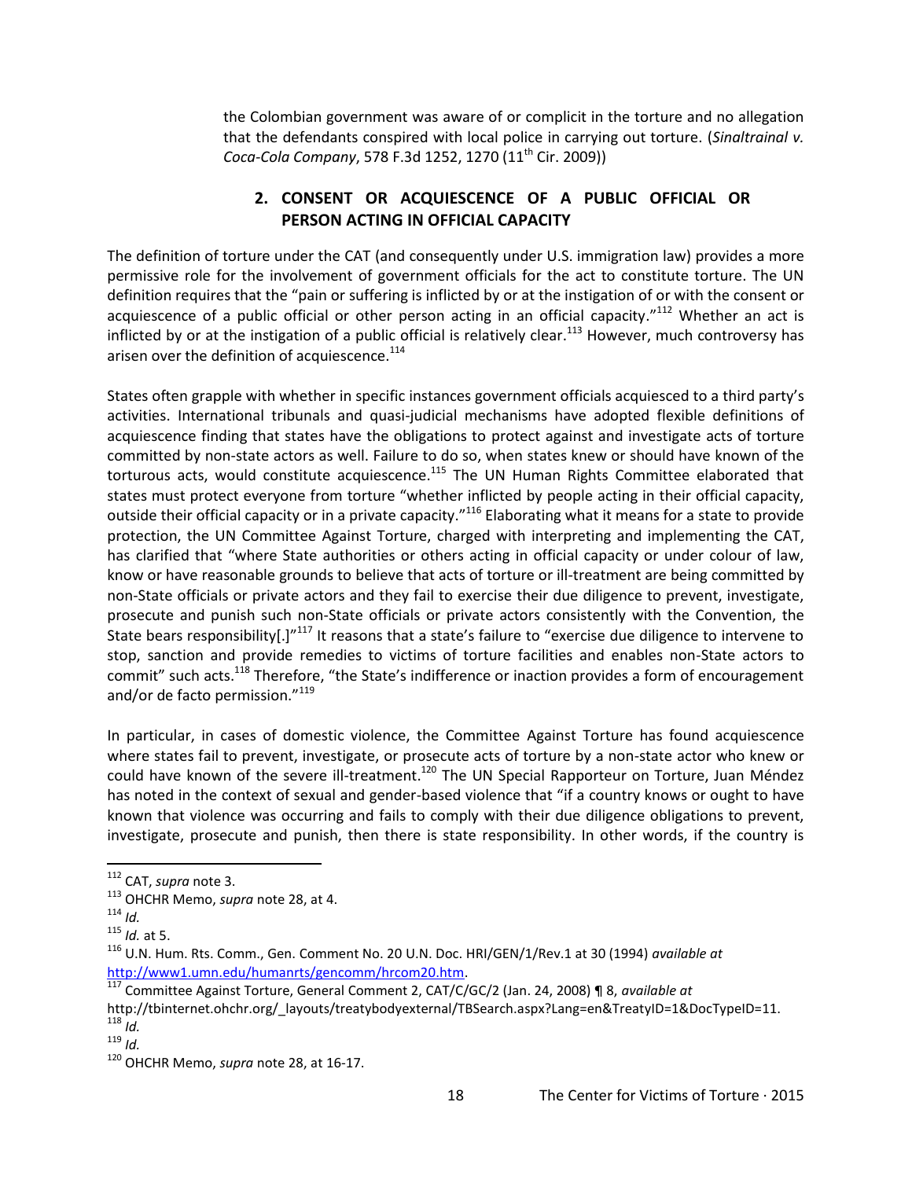the Colombian government was aware of or complicit in the torture and no allegation that the defendants conspired with local police in carrying out torture. (*Sinaltrainal v. Coca-Cola Company*, 578 F.3d 1252, 1270 (11th Cir. 2009))

### 2. CONSENT OR ACQUIESCENCE OF A PUBLIC OFFICIAL OR PERSON ACTING IN OFFICIAL CAPACITY

The definition of torture under the CAT (and consequently under U.S. immigration law) provides a more permissive role for the involvement of government officials for the act to constitute torture. The UN definition requires that the "pain or suffering is inflicted by or at the instigation of or with the consent or acquiescence of a public official or other person acting in an official capacity."[112] Whether an act is inflicted by or at the instigation of a public official is relatively clear.[113] However, much controversy has arisen over the definition of acquiescence.[114]

States often grapple with whether in specific instances government officials acquiesced to a third party's activities. International tribunals and quasi-judicial mechanisms have adopted flexible definitions of acquiescence finding that states have the obligations to protect against and investigate acts of torture committed by non-state actors as well. Failure to do so, when states knew or should have known of the torturous acts, would constitute acquiescence.[115] The UN Human Rights Committee elaborated that states must protect everyone from torture "whether inflicted by people acting in their official capacity, outside their official capacity or in a private capacity."[116] Elaborating what it means for a state to provide protection, the UN Committee Against Torture, charged with interpreting and implementing the CAT, has clarified that "where State authorities or others acting in official capacity or under colour of law, know or have reasonable grounds to believe that acts of torture or ill-treatment are being committed by non-State officials or private actors and they fail to exercise their due diligence to prevent, investigate, prosecute and punish such non-State officials or private actors consistently with the Convention, the State bears responsibility[.]"[117] It reasons that a state's failure to "exercise due diligence to intervene to stop, sanction and provide remedies to victims of torture facilities and enables non-State actors to commit" such acts.[118] Therefore, "the State's indifference or inaction provides a form of encouragement and/or de facto permission."[119]

In particular, in cases of domestic violence, the Committee Against Torture has found acquiescence where states fail to prevent, investigate, or prosecute acts of torture by a non-state actor who knew or could have known of the severe ill-treatment.[120] The UN Special Rapporteur on Torture, Juan Méndez has noted in the context of sexual and gender-based violence that "if a country knows or ought to have known that violence was occurring and fails to comply with their due diligence obligations to prevent, investigate, prosecute and punish, then there is state responsibility. In other words, if the country is

---

[112] CAT, *supra* note 3.

[113] OHCHR Memo, *supra* note 28, at 4.

[114] *Id.*

[115] *Id.* at 5.

[116] U.N. Hum. Rts. Comm., Gen. Comment No. 20 U.N. Doc. HRI/GEN/1/Rev.1 at 30 (1994) *available at* http://www1.umn.edu/humanrts/gencomm/hrcom20.htm.

[117] Committee Against Torture, General Comment 2, CAT/C/GC/2 (Jan. 24, 2008) ¶ 8, *available at* http://tbinternet.ohchr.org/_layouts/treatybodyexternal/TBSearch.aspx?Lang=en&TreatyID=1&DocTypeID=11.

[118] *Id.*

[119] *Id.*

[120] OHCHR Memo, *supra* note 28, at 16-17.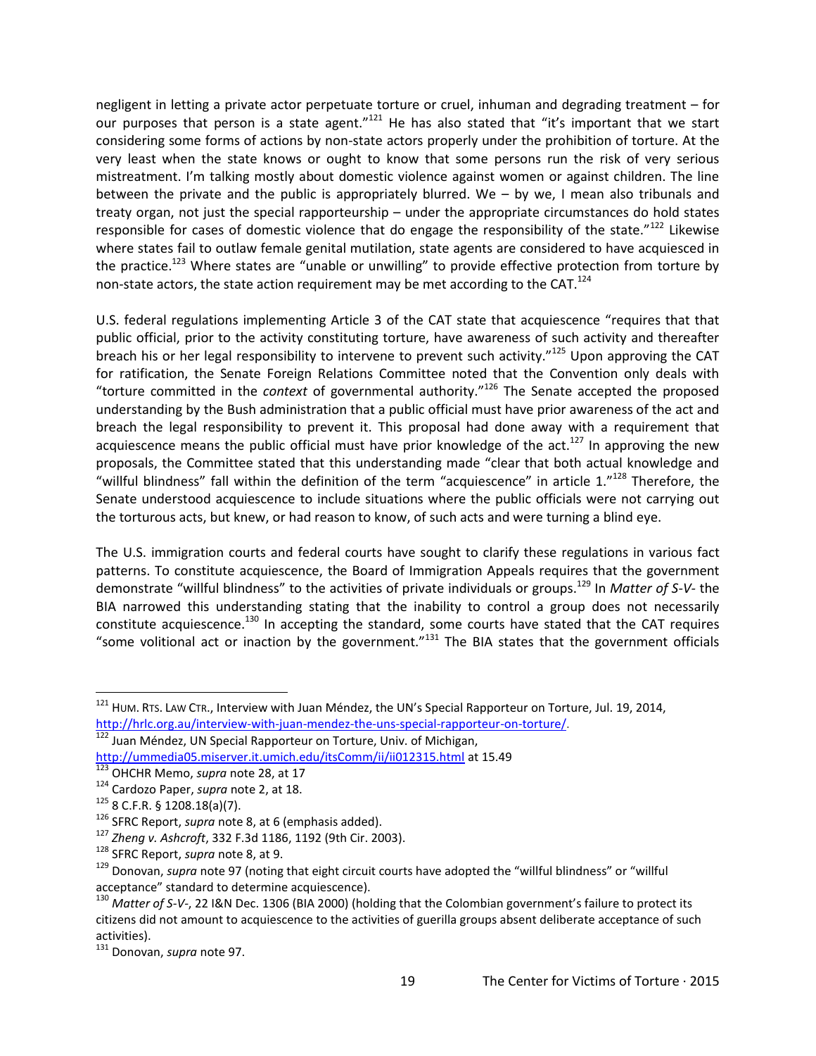negligent in letting a private actor perpetuate torture or cruel, inhuman and degrading treatment – for our purposes that person is a state agent."[121] He has also stated that "it's important that we start considering some forms of actions by non-state actors properly under the prohibition of torture. At the very least when the state knows or ought to know that some persons run the risk of very serious mistreatment. I'm talking mostly about domestic violence against women or against children. The line between the private and the public is appropriately blurred. We – by we, I mean also tribunals and treaty organ, not just the special rapporteurship – under the appropriate circumstances do hold states responsible for cases of domestic violence that do engage the responsibility of the state."[122] Likewise where states fail to outlaw female genital mutilation, state agents are considered to have acquiesced in the practice.[123] Where states are "unable or unwilling" to provide effective protection from torture by non-state actors, the state action requirement may be met according to the CAT.[124]

U.S. federal regulations implementing Article 3 of the CAT state that acquiescence "requires that that public official, prior to the activity constituting torture, have awareness of such activity and thereafter breach his or her legal responsibility to intervene to prevent such activity."[125] Upon approving the CAT for ratification, the Senate Foreign Relations Committee noted that the Convention only deals with "torture committed in the *context* of governmental authority."[126] The Senate accepted the proposed understanding by the Bush administration that a public official must have prior awareness of the act and breach the legal responsibility to prevent it. This proposal had done away with a requirement that acquiescence means the public official must have prior knowledge of the act.[127] In approving the new proposals, the Committee stated that this understanding made "clear that both actual knowledge and "willful blindness" fall within the definition of the term "acquiescence" in article 1."[128] Therefore, the Senate understood acquiescence to include situations where the public officials were not carrying out the torturous acts, but knew, or had reason to know, of such acts and were turning a blind eye.

The U.S. immigration courts and federal courts have sought to clarify these regulations in various fact patterns. To constitute acquiescence, the Board of Immigration Appeals requires that the government demonstrate "willful blindness" to the activities of private individuals or groups.[129] In *Matter of S-V-* the BIA narrowed this understanding stating that the inability to control a group does not necessarily constitute acquiescence.[130] In accepting the standard, some courts have stated that the CAT requires "some volitional act or inaction by the government."[131] The BIA states that the government officials

---

[121] HUM. RTS. LAW CTR., Interview with Juan Méndez, the UN's Special Rapporteur on Torture, Jul. 19, 2014, http://hrlc.org.au/interview-with-juan-mendez-the-uns-special-rapporteur-on-torture/.

[122] Juan Méndez, UN Special Rapporteur on Torture, Univ. of Michigan, http://ummedia05.miserver.it.umich.edu/itsComm/ii/ii012315.html at 15.49

[123] OHCHR Memo, *supra* note 28, at 17

[124] Cardozo Paper, *supra* note 2, at 18.

[125] 8 C.F.R. § 1208.18(a)(7).

[126] SFRC Report, *supra* note 8, at 6 (emphasis added).

[127] *Zheng v. Ashcroft*, 332 F.3d 1186, 1192 (9th Cir. 2003).

[128] SFRC Report, *supra* note 8, at 9.

[129] Donovan, *supra* note 97 (noting that eight circuit courts have adopted the "willful blindness" or "willful acceptance" standard to determine acquiescence).

[130] *Matter of S-V-*, 22 I&N Dec. 1306 (BIA 2000) (holding that the Colombian government's failure to protect its citizens did not amount to acquiescence to the activities of guerilla groups absent deliberate acceptance of such activities).

[131] Donovan, *supra* note 97.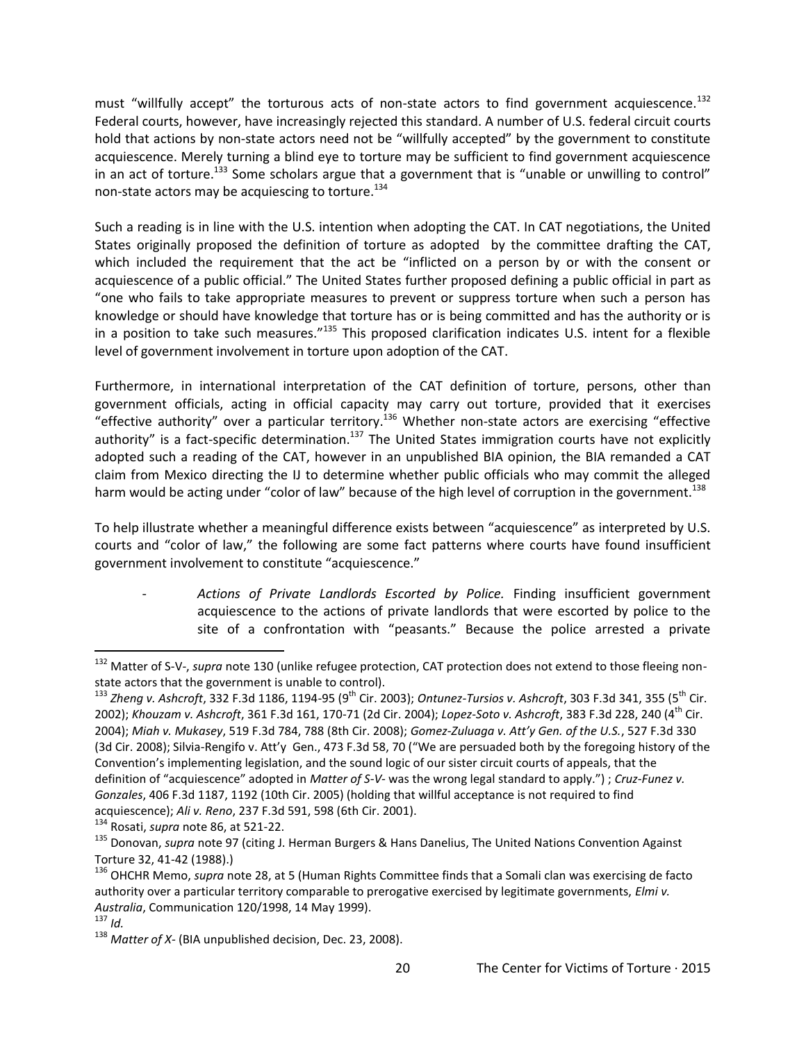must "willfully accept" the torturous acts of non-state actors to find government acquiescence.[132] Federal courts, however, have increasingly rejected this standard. A number of U.S. federal circuit courts hold that actions by non-state actors need not be "willfully accepted" by the government to constitute acquiescence. Merely turning a blind eye to torture may be sufficient to find government acquiescence in an act of torture.[133] Some scholars argue that a government that is "unable or unwilling to control" non-state actors may be acquiescing to torture.[134]

Such a reading is in line with the U.S. intention when adopting the CAT. In CAT negotiations, the United States originally proposed the definition of torture as adopted by the committee drafting the CAT, which included the requirement that the act be "inflicted on a person by or with the consent or acquiescence of a public official." The United States further proposed defining a public official in part as "one who fails to take appropriate measures to prevent or suppress torture when such a person has knowledge or should have knowledge that torture has or is being committed and has the authority or is in a position to take such measures."[135] This proposed clarification indicates U.S. intent for a flexible level of government involvement in torture upon adoption of the CAT.

Furthermore, in international interpretation of the CAT definition of torture, persons, other than government officials, acting in official capacity may carry out torture, provided that it exercises "effective authority" over a particular territory.[136] Whether non-state actors are exercising "effective authority" is a fact-specific determination.[137] The United States immigration courts have not explicitly adopted such a reading of the CAT, however in an unpublished BIA opinion, the BIA remanded a CAT claim from Mexico directing the IJ to determine whether public officials who may commit the alleged harm would be acting under "color of law" because of the high level of corruption in the government.[138]

To help illustrate whether a meaningful difference exists between "acquiescence" as interpreted by U.S. courts and "color of law," the following are some fact patterns where courts have found insufficient government involvement to constitute "acquiescence."

- *Actions of Private Landlords Escorted by Police.* Finding insufficient government acquiescence to the actions of private landlords that were escorted by police to the site of a confrontation with "peasants." Because the police arrested a private

---

[132] Matter of S-V-, *supra* note 130 (unlike refugee protection, CAT protection does not extend to those fleeing non-state actors that the government is unable to control).

[133] *Zheng v. Ashcroft*, 332 F.3d 1186, 1194-95 (9th Cir. 2003); *Ontunez-Tursios v. Ashcroft*, 303 F.3d 341, 355 (5th Cir. 2002); *Khouzam v. Ashcroft*, 361 F.3d 161, 170-71 (2d Cir. 2004); *Lopez-Soto v. Ashcroft*, 383 F.3d 228, 240 (4th Cir. 2004); *Miah v. Mukasey*, 519 F.3d 784, 788 (8th Cir. 2008); *Gomez-Zuluaga v. Att'y Gen. of the U.S.*, 527 F.3d 330 (3d Cir. 2008); Silvia-Rengifo v. Att'y Gen., 473 F.3d 58, 70 ("We are persuaded both by the foregoing history of the Convention's implementing legislation, and the sound logic of our sister circuit courts of appeals, that the definition of "acquiescence" adopted in *Matter of S-V-* was the wrong legal standard to apply.") ; *Cruz-Funez v. Gonzales*, 406 F.3d 1187, 1192 (10th Cir. 2005) (holding that willful acceptance is not required to find acquiescence); *Ali v. Reno*, 237 F.3d 591, 598 (6th Cir. 2001).

[134] Rosati, *supra* note 86, at 521-22.

[135] Donovan, *supra* note 97 (citing J. Herman Burgers & Hans Danelius, The United Nations Convention Against Torture 32, 41-42 (1988).)

[136] OHCHR Memo, *supra* note 28, at 5 (Human Rights Committee finds that a Somali clan was exercising de facto authority over a particular territory comparable to prerogative exercised by legitimate governments, *Elmi v. Australia*, Communication 120/1998, 14 May 1999).

[137] *Id.*

[138] *Matter of X-* (BIA unpublished decision, Dec. 23, 2008).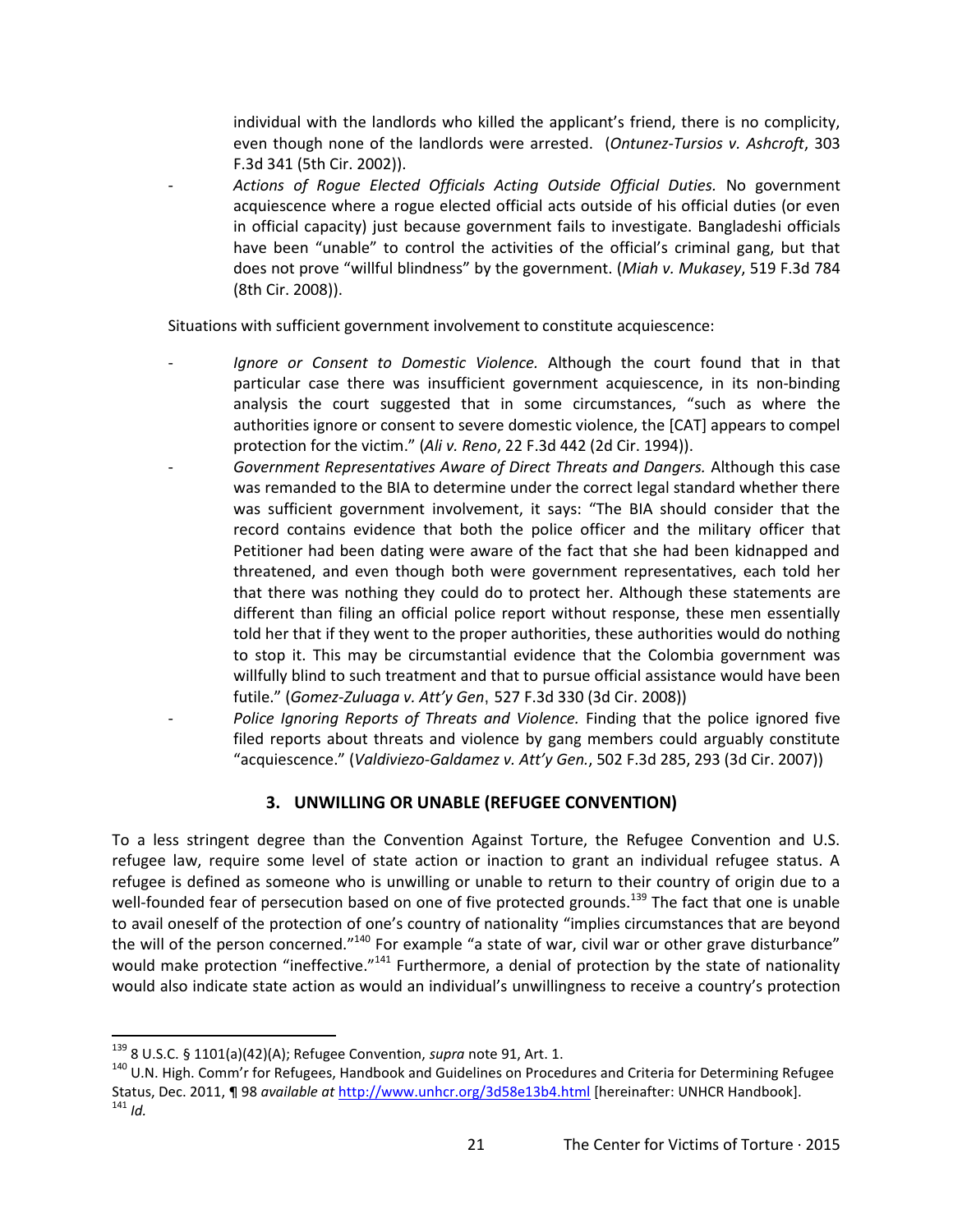individual with the landlords who killed the applicant's friend, there is no complicity, even though none of the landlords were arrested. (*Ontunez-Tursios v. Ashcroft*, 303 F.3d 341 (5th Cir. 2002)).

- *Actions of Rogue Elected Officials Acting Outside Official Duties.* No government acquiescence where a rogue elected official acts outside of his official duties (or even in official capacity) just because government fails to investigate. Bangladeshi officials have been "unable" to control the activities of the official's criminal gang, but that does not prove "willful blindness" by the government. (*Miah v. Mukasey*, 519 F.3d 784 (8th Cir. 2008)).

Situations with sufficient government involvement to constitute acquiescence:

- *Ignore or Consent to Domestic Violence.* Although the court found that in that particular case there was insufficient government acquiescence, in its non-binding analysis the court suggested that in some circumstances, "such as where the authorities ignore or consent to severe domestic violence, the [CAT] appears to compel protection for the victim." (*Ali v. Reno*, 22 F.3d 442 (2d Cir. 1994)).
- *Government Representatives Aware of Direct Threats and Dangers.* Although this case was remanded to the BIA to determine under the correct legal standard whether there was sufficient government involvement, it says: "The BIA should consider that the record contains evidence that both the police officer and the military officer that Petitioner had been dating were aware of the fact that she had been kidnapped and threatened, and even though both were government representatives, each told her that there was nothing they could do to protect her. Although these statements are different than filing an official police report without response, these men essentially told her that if they went to the proper authorities, these authorities would do nothing to stop it. This may be circumstantial evidence that the Colombia government was willfully blind to such treatment and that to pursue official assistance would have been futile." (*Gomez-Zuluaga v. Att'y Gen*, 527 F.3d 330 (3d Cir. 2008))
- *Police Ignoring Reports of Threats and Violence.* Finding that the police ignored five filed reports about threats and violence by gang members could arguably constitute "acquiescence." (*Valdiviezo-Galdamez v. Att'y Gen.*, 502 F.3d 285, 293 (3d Cir. 2007))

### 3. UNWILLING OR UNABLE (REFUGEE CONVENTION)

To a less stringent degree than the Convention Against Torture, the Refugee Convention and U.S. refugee law, require some level of state action or inaction to grant an individual refugee status. A refugee is defined as someone who is unwilling or unable to return to their country of origin due to a well-founded fear of persecution based on one of five protected grounds.[139] The fact that one is unable to avail oneself of the protection of one's country of nationality "implies circumstances that are beyond the will of the person concerned."[140] For example "a state of war, civil war or other grave disturbance" would make protection "ineffective."[141] Furthermore, a denial of protection by the state of nationality would also indicate state action as would an individual's unwillingness to receive a country's protection

---

[139] 8 U.S.C. § 1101(a)(42)(A); Refugee Convention, *supra* note 91, Art. 1.

[140] U.N. High. Comm'r for Refugees, Handbook and Guidelines on Procedures and Criteria for Determining Refugee Status, Dec. 2011, ¶ 98 *available at* http://www.unhcr.org/3d58e13b4.html [hereinafter: UNHCR Handbook].

[141] *Id.*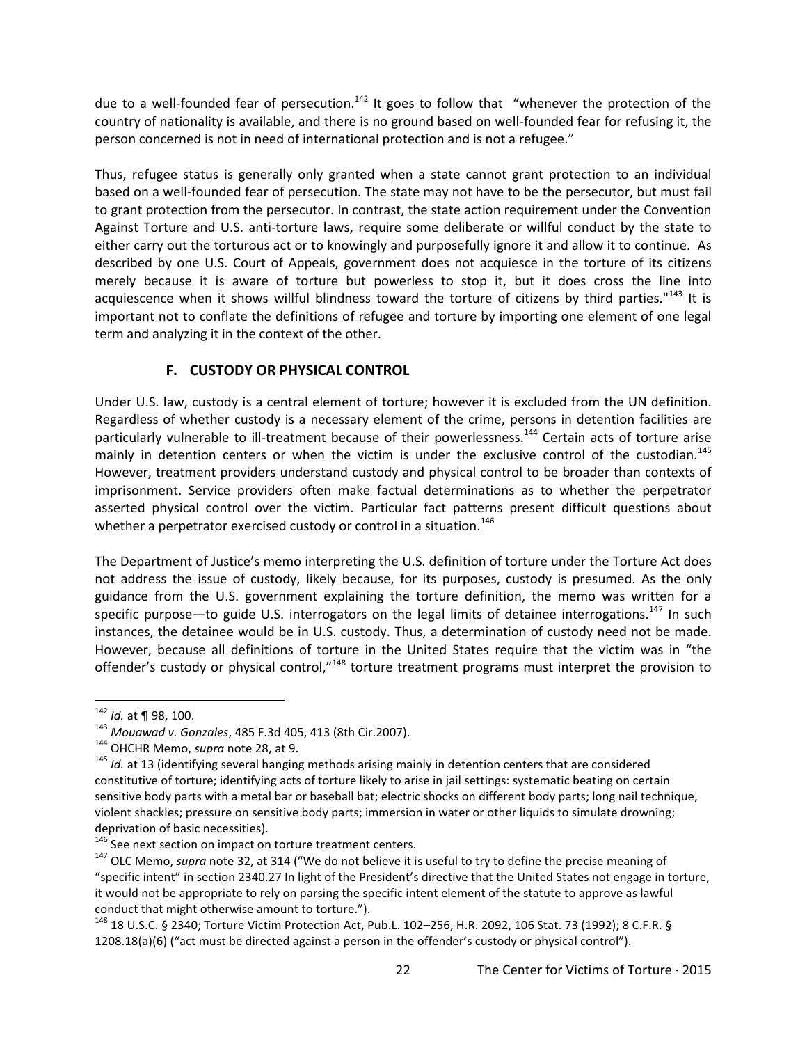due to a well-founded fear of persecution.[142] It goes to follow that "whenever the protection of the country of nationality is available, and there is no ground based on well-founded fear for refusing it, the person concerned is not in need of international protection and is not a refugee."

Thus, refugee status is generally only granted when a state cannot grant protection to an individual based on a well-founded fear of persecution. The state may not have to be the persecutor, but must fail to grant protection from the persecutor. In contrast, the state action requirement under the Convention Against Torture and U.S. anti-torture laws, require some deliberate or willful conduct by the state to either carry out the torturous act or to knowingly and purposefully ignore it and allow it to continue. As described by one U.S. Court of Appeals, government does not acquiesce in the torture of its citizens merely because it is aware of torture but powerless to stop it, but it does cross the line into acquiescence when it shows willful blindness toward the torture of citizens by third parties."[143] It is important not to conflate the definitions of refugee and torture by importing one element of one legal term and analyzing it in the context of the other.

### F. CUSTODY OR PHYSICAL CONTROL

Under U.S. law, custody is a central element of torture; however it is excluded from the UN definition. Regardless of whether custody is a necessary element of the crime, persons in detention facilities are particularly vulnerable to ill-treatment because of their powerlessness.[144] Certain acts of torture arise mainly in detention centers or when the victim is under the exclusive control of the custodian.[145] However, treatment providers understand custody and physical control to be broader than contexts of imprisonment. Service providers often make factual determinations as to whether the perpetrator asserted physical control over the victim. Particular fact patterns present difficult questions about whether a perpetrator exercised custody or control in a situation.[146]

The Department of Justice's memo interpreting the U.S. definition of torture under the Torture Act does not address the issue of custody, likely because, for its purposes, custody is presumed. As the only guidance from the U.S. government explaining the torture definition, the memo was written for a specific purpose—to guide U.S. interrogators on the legal limits of detainee interrogations.[147] In such instances, the detainee would be in U.S. custody. Thus, a determination of custody need not be made. However, because all definitions of torture in the United States require that the victim was in "the offender's custody or physical control,"[148] torture treatment programs must interpret the provision to

---

[142] *Id.* at ¶ 98, 100.

[143] *Mouawad v. Gonzales*, 485 F.3d 405, 413 (8th Cir.2007).

[144] OHCHR Memo, *supra* note 28, at 9.

[145] *Id.* at 13 (identifying several hanging methods arising mainly in detention centers that are considered constitutive of torture; identifying acts of torture likely to arise in jail settings: systematic beating on certain sensitive body parts with a metal bar or baseball bat; electric shocks on different body parts; long nail technique, violent shackles; pressure on sensitive body parts; immersion in water or other liquids to simulate drowning; deprivation of basic necessities).

[146] See next section on impact on torture treatment centers.

[147] OLC Memo, *supra* note 32, at 314 ("We do not believe it is useful to try to define the precise meaning of "specific intent" in section 2340.27 In light of the President's directive that the United States not engage in torture, it would not be appropriate to rely on parsing the specific intent element of the statute to approve as lawful conduct that might otherwise amount to torture.").

[148] 18 U.S.C. § 2340; Torture Victim Protection Act, Pub.L. 102–256, H.R. 2092, 106 Stat. 73 (1992); 8 C.F.R. § 1208.18(a)(6) ("act must be directed against a person in the offender's custody or physical control").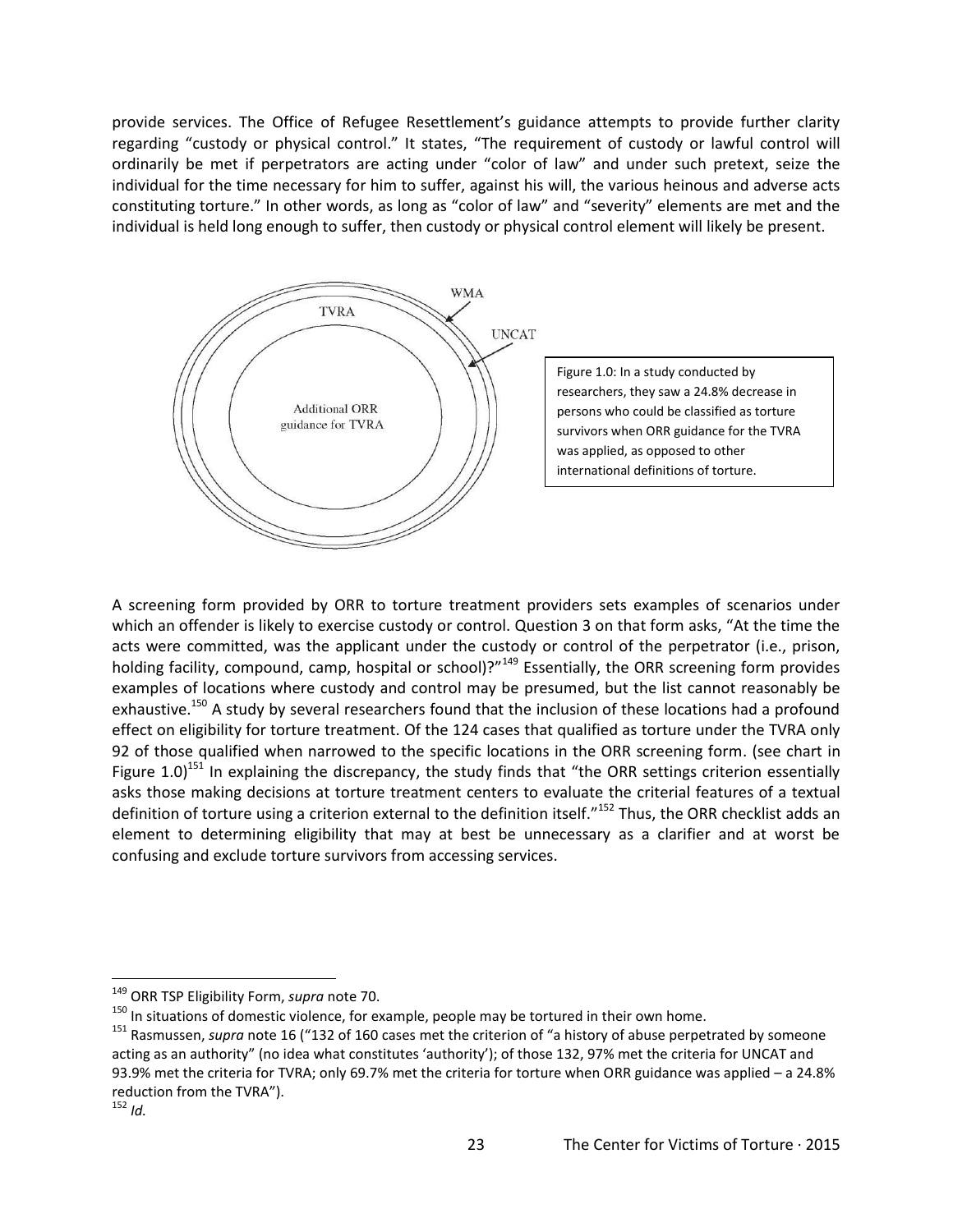provide services. The Office of Refugee Resettlement's guidance attempts to provide further clarity regarding "custody or physical control." It states, "The requirement of custody or lawful control will ordinarily be met if perpetrators are acting under "color of law" and under such pretext, seize the individual for the time necessary for him to suffer, against his will, the various heinous and adverse acts constituting torture." In other words, as long as "color of law" and "severity" elements are met and the individual is held long enough to suffer, then custody or physical control element will likely be present.

Figure 1.0: In a study conducted by researchers, they saw a 24.8% decrease in persons who could be classified as torture survivors when ORR guidance for the TVRA was applied, as opposed to other international definitions of torture.

A screening form provided by ORR to torture treatment providers sets examples of scenarios under which an offender is likely to exercise custody or control. Question 3 on that form asks, "At the time the acts were committed, was the applicant under the custody or control of the perpetrator (i.e., prison, holding facility, compound, camp, hospital or school)?"[149] Essentially, the ORR screening form provides examples of locations where custody and control may be presumed, but the list cannot reasonably be exhaustive.[150] A study by several researchers found that the inclusion of these locations had a profound effect on eligibility for torture treatment. Of the 124 cases that qualified as torture under the TVRA only 92 of those qualified when narrowed to the specific locations in the ORR screening form. (see chart in Figure 1.0)[151] In explaining the discrepancy, the study finds that "the ORR settings criterion essentially asks those making decisions at torture treatment centers to evaluate the criterial features of a textual definition of torture using a criterion external to the definition itself."[152] Thus, the ORR checklist adds an element to determining eligibility that may at best be unnecessary as a clarifier and at worst be confusing and exclude torture survivors from accessing services.

---

[149] ORR TSP Eligibility Form, *supra* note 70.

[150] In situations of domestic violence, for example, people may be tortured in their own home.

[151] Rasmussen, *supra* note 16 ("132 of 160 cases met the criterion of "a history of abuse perpetrated by someone acting as an authority" (no idea what constitutes 'authority'); of those 132, 97% met the criteria for UNCAT and 93.9% met the criteria for TVRA; only 69.7% met the criteria for torture when ORR guidance was applied – a 24.8% reduction from the TVRA").

[152] *Id.*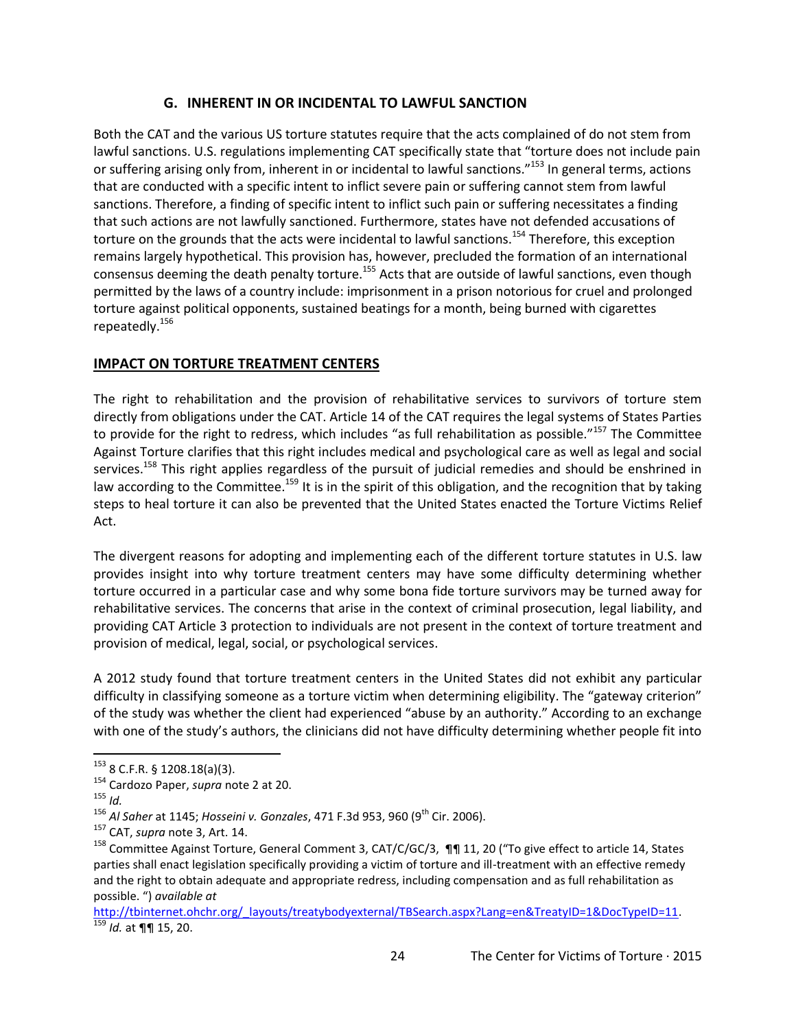### G. INHERENT IN OR INCIDENTAL TO LAWFUL SANCTION

Both the CAT and the various US torture statutes require that the acts complained of do not stem from lawful sanctions. U.S. regulations implementing CAT specifically state that "torture does not include pain or suffering arising only from, inherent in or incidental to lawful sanctions."[153] In general terms, actions that are conducted with a specific intent to inflict severe pain or suffering cannot stem from lawful sanctions. Therefore, a finding of specific intent to inflict such pain or suffering necessitates a finding that such actions are not lawfully sanctioned. Furthermore, states have not defended accusations of torture on the grounds that the acts were incidental to lawful sanctions.[154] Therefore, this exception remains largely hypothetical. This provision has, however, precluded the formation of an international consensus deeming the death penalty torture.[155] Acts that are outside of lawful sanctions, even though permitted by the laws of a country include: imprisonment in a prison notorious for cruel and prolonged torture against political opponents, sustained beatings for a month, being burned with cigarettes repeatedly.[156]

## IMPACT ON TORTURE TREATMENT CENTERS

The right to rehabilitation and the provision of rehabilitative services to survivors of torture stem directly from obligations under the CAT. Article 14 of the CAT requires the legal systems of States Parties to provide for the right to redress, which includes "as full rehabilitation as possible."[157] The Committee Against Torture clarifies that this right includes medical and psychological care as well as legal and social services.[158] This right applies regardless of the pursuit of judicial remedies and should be enshrined in law according to the Committee.[159] It is in the spirit of this obligation, and the recognition that by taking steps to heal torture it can also be prevented that the United States enacted the Torture Victims Relief Act.

The divergent reasons for adopting and implementing each of the different torture statutes in U.S. law provides insight into why torture treatment centers may have some difficulty determining whether torture occurred in a particular case and why some bona fide torture survivors may be turned away for rehabilitative services. The concerns that arise in the context of criminal prosecution, legal liability, and providing CAT Article 3 protection to individuals are not present in the context of torture treatment and provision of medical, legal, social, or psychological services.

A 2012 study found that torture treatment centers in the United States did not exhibit any particular difficulty in classifying someone as a torture victim when determining eligibility. The "gateway criterion" of the study was whether the client had experienced "abuse by an authority." According to an exchange with one of the study's authors, the clinicians did not have difficulty determining whether people fit into

---

[153] 8 C.F.R. § 1208.18(a)(3).

[154] Cardozo Paper, *supra* note 2 at 20.

[155] *Id.*

[156] *Al Saher* at 1145; *Hosseini v. Gonzales*, 471 F.3d 953, 960 (9th Cir. 2006).

[157] CAT, *supra* note 3, Art. 14.

[158] Committee Against Torture, General Comment 3, CAT/C/GC/3, ¶¶ 11, 20 ("To give effect to article 14, States parties shall enact legislation specifically providing a victim of torture and ill-treatment with an effective remedy and the right to obtain adequate and appropriate redress, including compensation and as full rehabilitation as possible. ") *available at* http://tbinternet.ohchr.org/_layouts/treatybodyexternal/TBSearch.aspx?Lang=en&TreatyID=1&DocTypeID=11.

[159] *Id.* at ¶¶ 15, 20.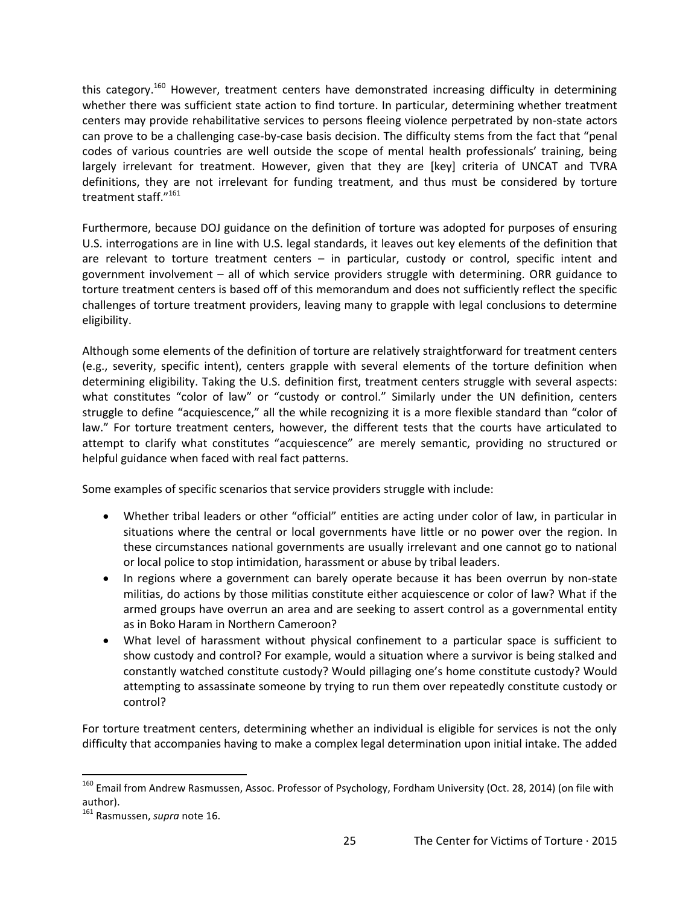this category.[160] However, treatment centers have demonstrated increasing difficulty in determining whether there was sufficient state action to find torture. In particular, determining whether treatment centers may provide rehabilitative services to persons fleeing violence perpetrated by non-state actors can prove to be a challenging case-by-case basis decision. The difficulty stems from the fact that "penal codes of various countries are well outside the scope of mental health professionals' training, being largely irrelevant for treatment. However, given that they are [key] criteria of UNCAT and TVRA definitions, they are not irrelevant for funding treatment, and thus must be considered by torture treatment staff."[161]

Furthermore, because DOJ guidance on the definition of torture was adopted for purposes of ensuring U.S. interrogations are in line with U.S. legal standards, it leaves out key elements of the definition that are relevant to torture treatment centers – in particular, custody or control, specific intent and government involvement – all of which service providers struggle with determining. ORR guidance to torture treatment centers is based off of this memorandum and does not sufficiently reflect the specific challenges of torture treatment providers, leaving many to grapple with legal conclusions to determine eligibility.

Although some elements of the definition of torture are relatively straightforward for treatment centers (e.g., severity, specific intent), centers grapple with several elements of the torture definition when determining eligibility. Taking the U.S. definition first, treatment centers struggle with several aspects: what constitutes "color of law" or "custody or control." Similarly under the UN definition, centers struggle to define "acquiescence," all the while recognizing it is a more flexible standard than "color of law." For torture treatment centers, however, the different tests that the courts have articulated to attempt to clarify what constitutes "acquiescence" are merely semantic, providing no structured or helpful guidance when faced with real fact patterns.

Some examples of specific scenarios that service providers struggle with include:

- Whether tribal leaders or other "official" entities are acting under color of law, in particular in situations where the central or local governments have little or no power over the region. In these circumstances national governments are usually irrelevant and one cannot go to national or local police to stop intimidation, harassment or abuse by tribal leaders.
- In regions where a government can barely operate because it has been overrun by non-state militias, do actions by those militias constitute either acquiescence or color of law? What if the armed groups have overrun an area and are seeking to assert control as a governmental entity as in Boko Haram in Northern Cameroon?
- What level of harassment without physical confinement to a particular space is sufficient to show custody and control? For example, would a situation where a survivor is being stalked and constantly watched constitute custody? Would pillaging one's home constitute custody? Would attempting to assassinate someone by trying to run them over repeatedly constitute custody or control?

For torture treatment centers, determining whether an individual is eligible for services is not the only difficulty that accompanies having to make a complex legal determination upon initial intake. The added

---

[160] Email from Andrew Rasmussen, Assoc. Professor of Psychology, Fordham University (Oct. 28, 2014) (on file with author).

[161] Rasmussen, *supra* note 16.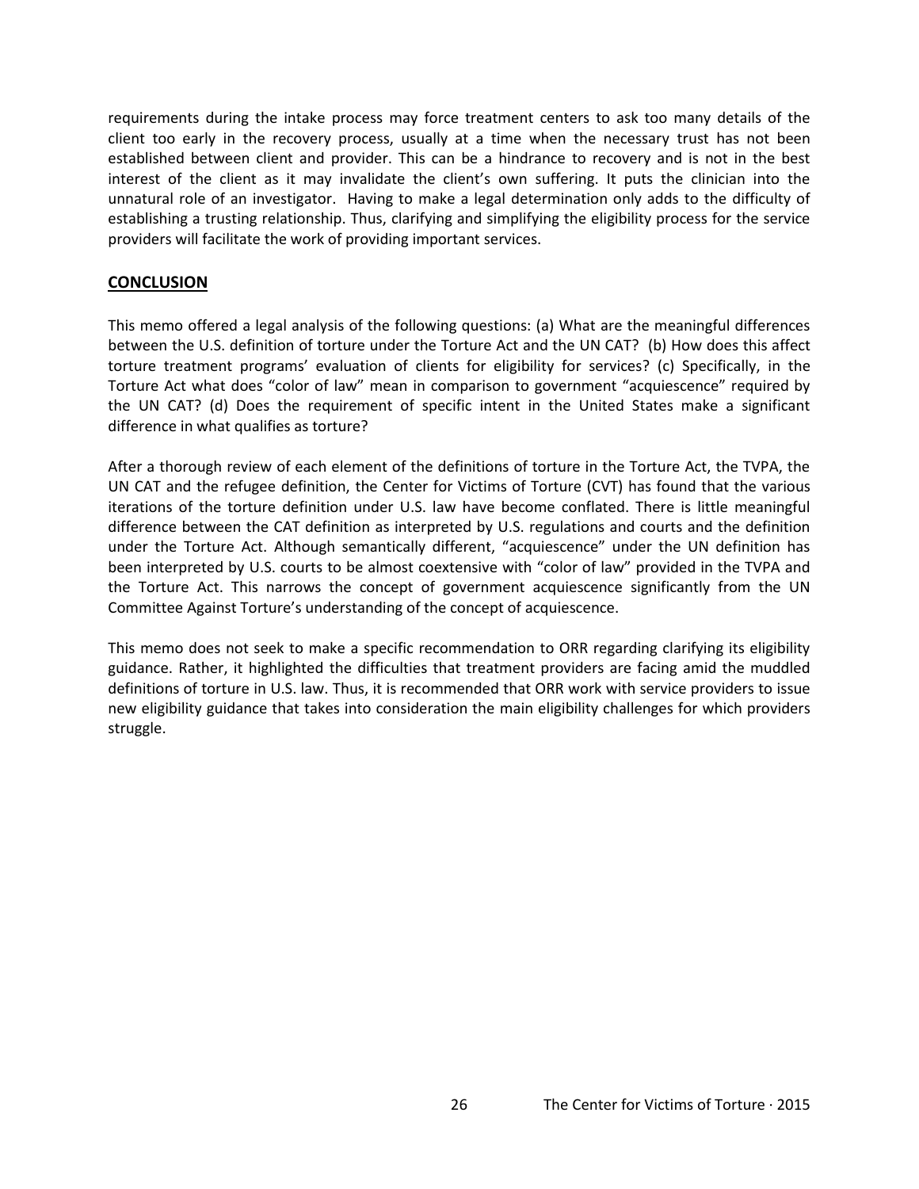requirements during the intake process may force treatment centers to ask too many details of the client too early in the recovery process, usually at a time when the necessary trust has not been established between client and provider. This can be a hindrance to recovery and is not in the best interest of the client as it may invalidate the client's own suffering. It puts the clinician into the unnatural role of an investigator. Having to make a legal determination only adds to the difficulty of establishing a trusting relationship. Thus, clarifying and simplifying the eligibility process for the service providers will facilitate the work of providing important services.

## CONCLUSION

This memo offered a legal analysis of the following questions: (a) What are the meaningful differences between the U.S. definition of torture under the Torture Act and the UN CAT? (b) How does this affect torture treatment programs' evaluation of clients for eligibility for services? (c) Specifically, in the Torture Act what does "color of law" mean in comparison to government "acquiescence" required by the UN CAT? (d) Does the requirement of specific intent in the United States make a significant difference in what qualifies as torture?

After a thorough review of each element of the definitions of torture in the Torture Act, the TVPA, the UN CAT and the refugee definition, the Center for Victims of Torture (CVT) has found that the various iterations of the torture definition under U.S. law have become conflated. There is little meaningful difference between the CAT definition as interpreted by U.S. regulations and courts and the definition under the Torture Act. Although semantically different, "acquiescence" under the UN definition has been interpreted by U.S. courts to be almost coextensive with "color of law" provided in the TVPA and the Torture Act. This narrows the concept of government acquiescence significantly from the UN Committee Against Torture's understanding of the concept of acquiescence.

This memo does not seek to make a specific recommendation to ORR regarding clarifying its eligibility guidance. Rather, it highlighted the difficulties that treatment providers are facing amid the muddled definitions of torture in U.S. law. Thus, it is recommended that ORR work with service providers to issue new eligibility guidance that takes into consideration the main eligibility challenges for which providers struggle.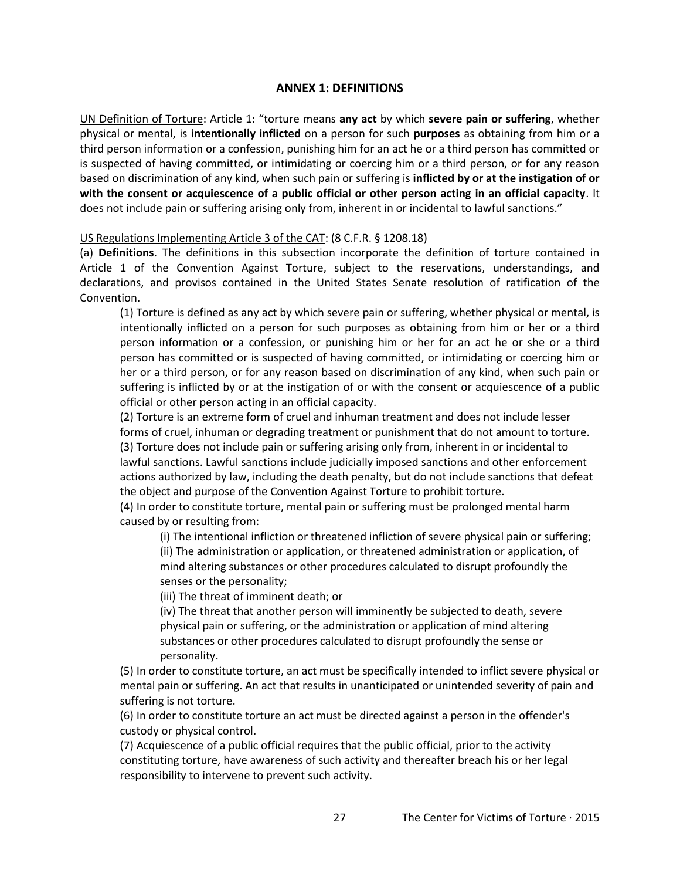## ANNEX 1: DEFINITIONS

<u>UN Definition of Torture</u>: Article 1: "torture means **any act** by which **severe pain or suffering**, whether physical or mental, is **intentionally inflicted** on a person for such **purposes** as obtaining from him or a third person information or a confession, punishing him for an act he or a third person has committed or is suspected of having committed, or intimidating or coercing him or a third person, or for any reason based on discrimination of any kind, when such pain or suffering is **inflicted by or at the instigation of or with the consent or acquiescence of a public official or other person acting in an official capacity**. It does not include pain or suffering arising only from, inherent in or incidental to lawful sanctions."

<u>US Regulations Implementing Article 3 of the CAT</u>: (8 C.F.R. § 1208.18)

(a) **Definitions**. The definitions in this subsection incorporate the definition of torture contained in Article 1 of the Convention Against Torture, subject to the reservations, understandings, and declarations, and provisos contained in the United States Senate resolution of ratification of the Convention.

> (1) Torture is defined as any act by which severe pain or suffering, whether physical or mental, is intentionally inflicted on a person for such purposes as obtaining from him or her or a third person information or a confession, or punishing him or her for an act he or she or a third person has committed or is suspected of having committed, or intimidating or coercing him or her or a third person, or for any reason based on discrimination of any kind, when such pain or suffering is inflicted by or at the instigation of or with the consent or acquiescence of a public official or other person acting in an official capacity.
>
> (2) Torture is an extreme form of cruel and inhuman treatment and does not include lesser forms of cruel, inhuman or degrading treatment or punishment that do not amount to torture.
>
> (3) Torture does not include pain or suffering arising only from, inherent in or incidental to lawful sanctions. Lawful sanctions include judicially imposed sanctions and other enforcement actions authorized by law, including the death penalty, but do not include sanctions that defeat the object and purpose of the Convention Against Torture to prohibit torture.
>
> (4) In order to constitute torture, mental pain or suffering must be prolonged mental harm caused by or resulting from:
>
> > (i) The intentional infliction or threatened infliction of severe physical pain or suffering;
> >
> > (ii) The administration or application, or threatened administration or application, of mind altering substances or other procedures calculated to disrupt profoundly the senses or the personality;
> >
> > (iii) The threat of imminent death; or
> >
> > (iv) The threat that another person will imminently be subjected to death, severe physical pain or suffering, or the administration or application of mind altering substances or other procedures calculated to disrupt profoundly the sense or personality.
>
> (5) In order to constitute torture, an act must be specifically intended to inflict severe physical or mental pain or suffering. An act that results in unanticipated or unintended severity of pain and suffering is not torture.
>
> (6) In order to constitute torture an act must be directed against a person in the offender's custody or physical control.
>
> (7) Acquiescence of a public official requires that the public official, prior to the activity constituting torture, have awareness of such activity and thereafter breach his or her legal responsibility to intervene to prevent such activity.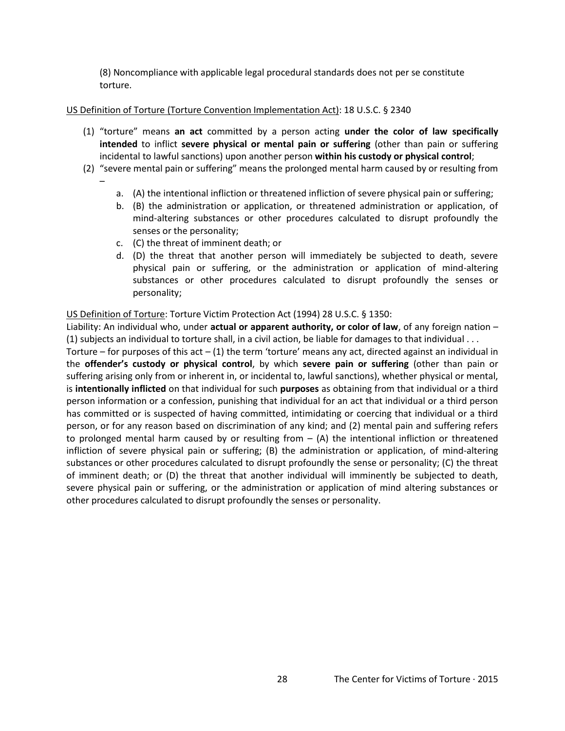(8) Noncompliance with applicable legal procedural standards does not per se constitute torture.

<u>US Definition of Torture (Torture Convention Implementation Act)</u>: 18 U.S.C. § 2340

(1) "torture" means **an act** committed by a person acting **under the color of law specifically intended** to inflict **severe physical or mental pain or suffering** (other than pain or suffering incidental to lawful sanctions) upon another person **within his custody or physical control**;

(2) "severe mental pain or suffering" means the prolonged mental harm caused by or resulting from –

   a. (A) the intentional infliction or threatened infliction of severe physical pain or suffering;
   b. (B) the administration or application, or threatened administration or application, of mind-altering substances or other procedures calculated to disrupt profoundly the senses or the personality;
   c. (C) the threat of imminent death; or
   d. (D) the threat that another person will immediately be subjected to death, severe physical pain or suffering, or the administration or application of mind-altering substances or other procedures calculated to disrupt profoundly the senses or personality;

<u>US Definition of Torture</u>: Torture Victim Protection Act (1994) 28 U.S.C. § 1350:

Liability: An individual who, under **actual or apparent authority, or color of law**, of any foreign nation – (1) subjects an individual to torture shall, in a civil action, be liable for damages to that individual . . .

Torture – for purposes of this act – (1) the term 'torture' means any act, directed against an individual in the **offender's custody or physical control**, by which **severe pain or suffering** (other than pain or suffering arising only from or inherent in, or incidental to, lawful sanctions), whether physical or mental, is **intentionally inflicted** on that individual for such **purposes** as obtaining from that individual or a third person information or a confession, punishing that individual for an act that individual or a third person has committed or is suspected of having committed, intimidating or coercing that individual or a third person, or for any reason based on discrimination of any kind; and (2) mental pain and suffering refers to prolonged mental harm caused by or resulting from – (A) the intentional infliction or threatened infliction of severe physical pain or suffering; (B) the administration or application, of mind-altering substances or other procedures calculated to disrupt profoundly the sense or personality; (C) the threat of imminent death; or (D) the threat that another individual will imminently be subjected to death, severe physical pain or suffering, or the administration or application of mind altering substances or other procedures calculated to disrupt profoundly the senses or personality.